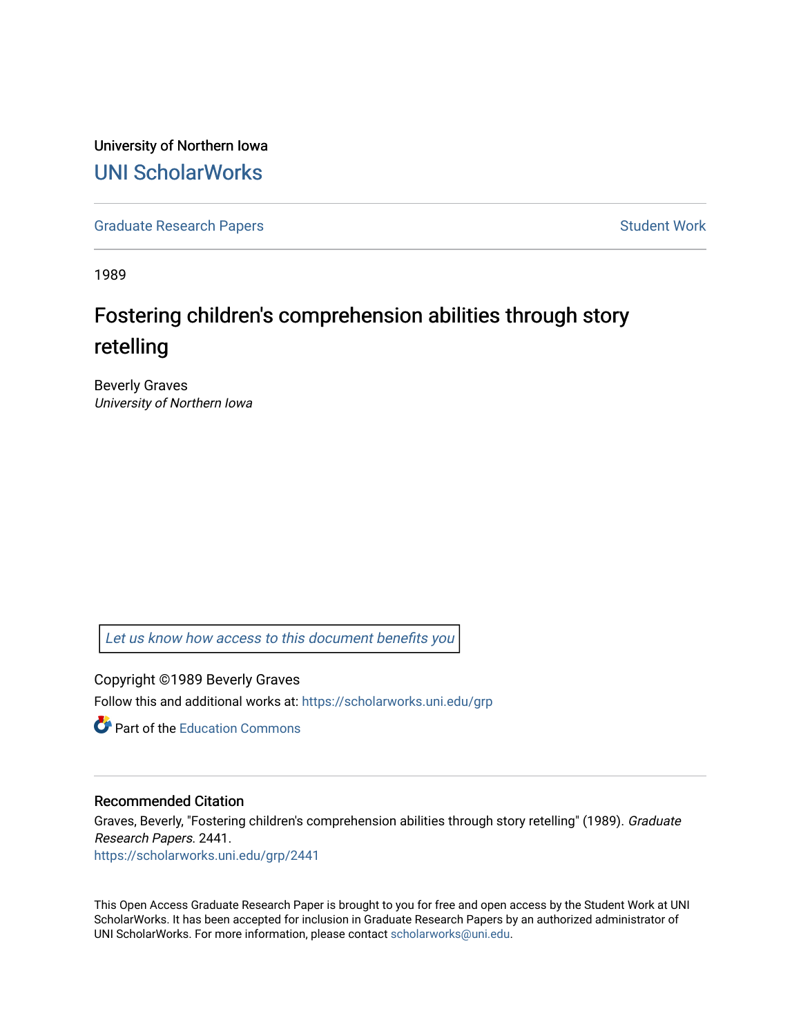University of Northern Iowa

## UNI ScholarWorks

Graduate Research Papers | Student Work

1989

# Fostering children's comprehension abilities through story retelling

Beverly Graves

*University of Northern Iowa*

*Let us know how access to this document benefits you*

Copyright ©1989 Beverly Graves

Follow this and additional works at: https://scholarworks.uni.edu/grp

Part of the Education Commons

### Recommended Citation

Graves, Beverly, "Fostering children's comprehension abilities through story retelling" (1989). *Graduate Research Papers*. 2441.

https://scholarworks.uni.edu/grp/2441

This Open Access Graduate Research Paper is brought to you for free and open access by the Student Work at UNI ScholarWorks. It has been accepted for inclusion in Graduate Research Papers by an authorized administrator of UNI ScholarWorks. For more information, please contact scholarworks@uni.edu.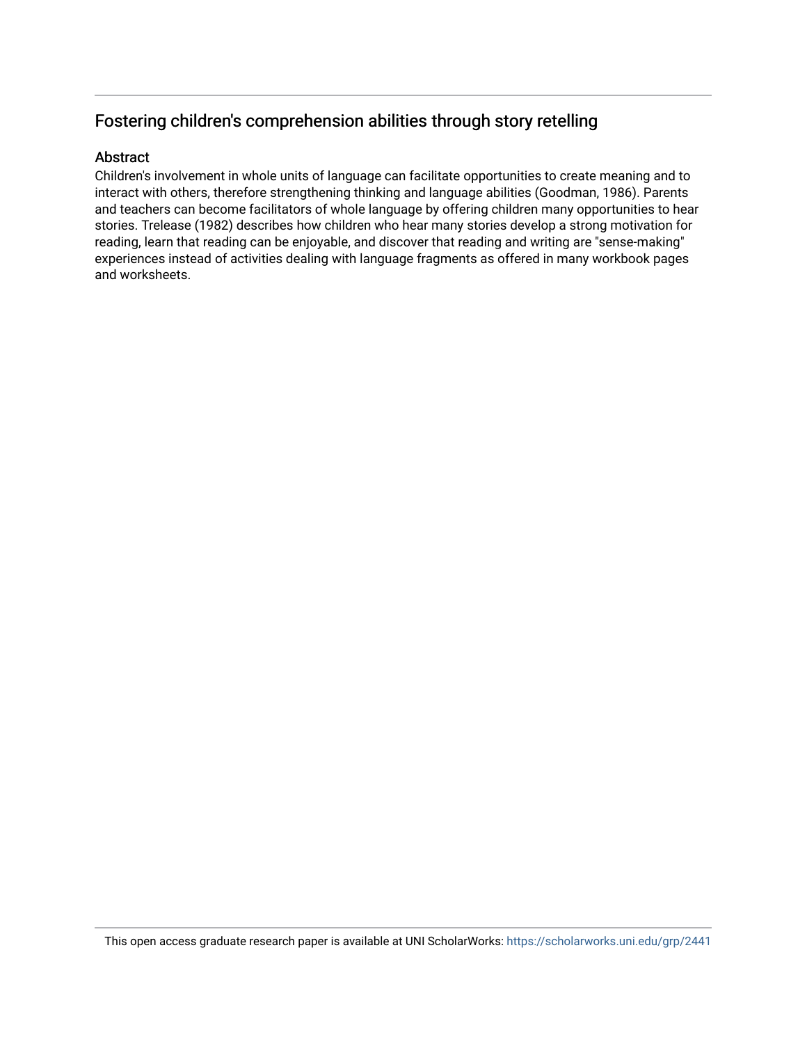## Fostering children's comprehension abilities through story retelling

### Abstract

Children's involvement in whole units of language can facilitate opportunities to create meaning and to interact with others, therefore strengthening thinking and language abilities (Goodman, 1986). Parents and teachers can become facilitators of whole language by offering children many opportunities to hear stories. Trelease (1982) describes how children who hear many stories develop a strong motivation for reading, learn that reading can be enjoyable, and discover that reading and writing are "sense-making" experiences instead of activities dealing with language fragments as offered in many workbook pages and worksheets.

This open access graduate research paper is available at UNI ScholarWorks: https://scholarworks.uni.edu/grp/2441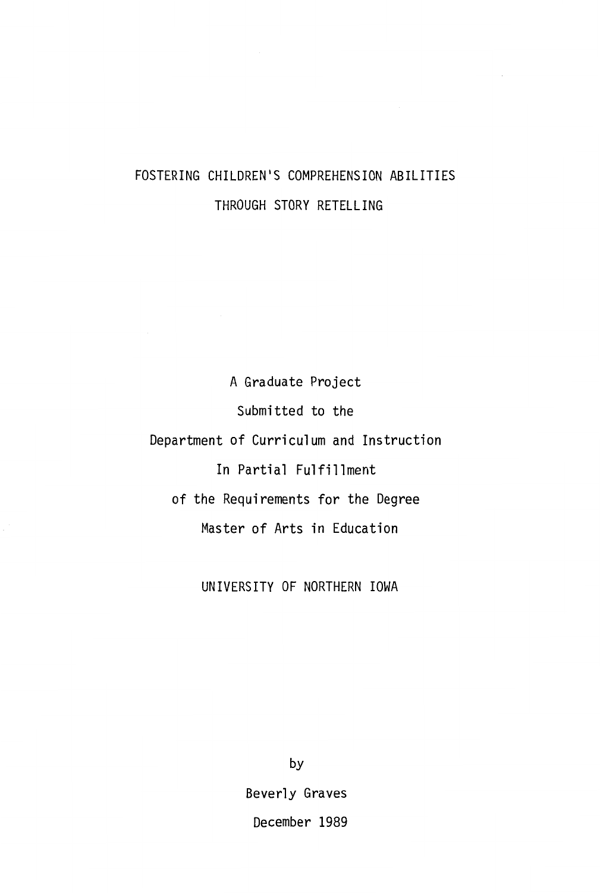# FOSTERING CHILDREN'S COMPREHENSION ABILITIES

# THROUGH STORY RETELLING

A Graduate Project

Submitted to the

Department of Curriculum and Instruction

In Partial Fulfillment

of the Requirements for the Degree

Master of Arts in Education

UNIVERSITY OF NORTHERN IOWA

by

Beverly Graves

December 1989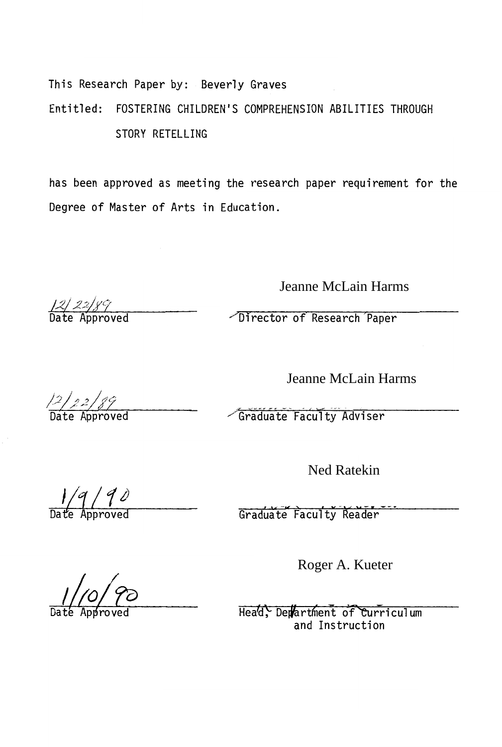This Research Paper by: Beverly Graves

Entitled: FOSTERING CHILDREN'S COMPREHENSION ABILITIES THROUGH STORY RETELLING

has been approved as meeting the research paper requirement for the Degree of Master of Arts in Education.

| | |
|---|---|
| 12/22/89 | Jeanne McLain Harms |
| Date Approved | Director of Research Paper |
| 12/22/89 | Jeanne McLain Harms |
| Date Approved | Graduate Faculty Adviser |
| 1/9/90 | Ned Ratekin |
| Date Approved | Graduate Faculty Reader |
| 1/10/90 | Roger A. Kueter |
| Date Approved | Head, Department of Curriculum and Instruction |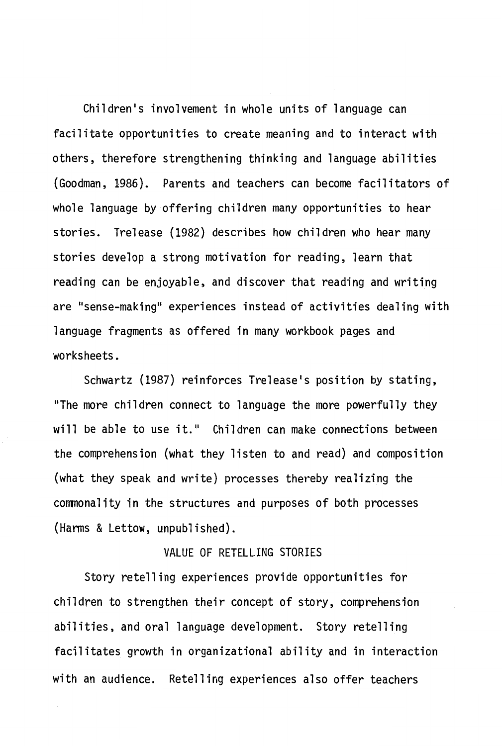Children's involvement in whole units of language can facilitate opportunities to create meaning and to interact with others, therefore strengthening thinking and language abilities (Goodman, 1986). Parents and teachers can become facilitators of whole language by offering children many opportunities to hear stories. Trelease (1982) describes how children who hear many stories develop a strong motivation for reading, learn that reading can be enjoyable, and discover that reading and writing are "sense-making" experiences instead of activities dealing with language fragments as offered in many workbook pages and worksheets.

Schwartz (1987) reinforces Trelease's position by stating, "The more children connect to language the more powerfully they will be able to use it." Children can make connections between the comprehension (what they listen to and read) and composition (what they speak and write) processes thereby realizing the commonality in the structures and purposes of both processes (Harms & Lettow, unpublished).

## VALUE OF RETELLING STORIES

Story retelling experiences provide opportunities for children to strengthen their concept of story, comprehension abilities, and oral language development. Story retelling facilitates growth in organizational ability and in interaction with an audience. Retelling experiences also offer teachers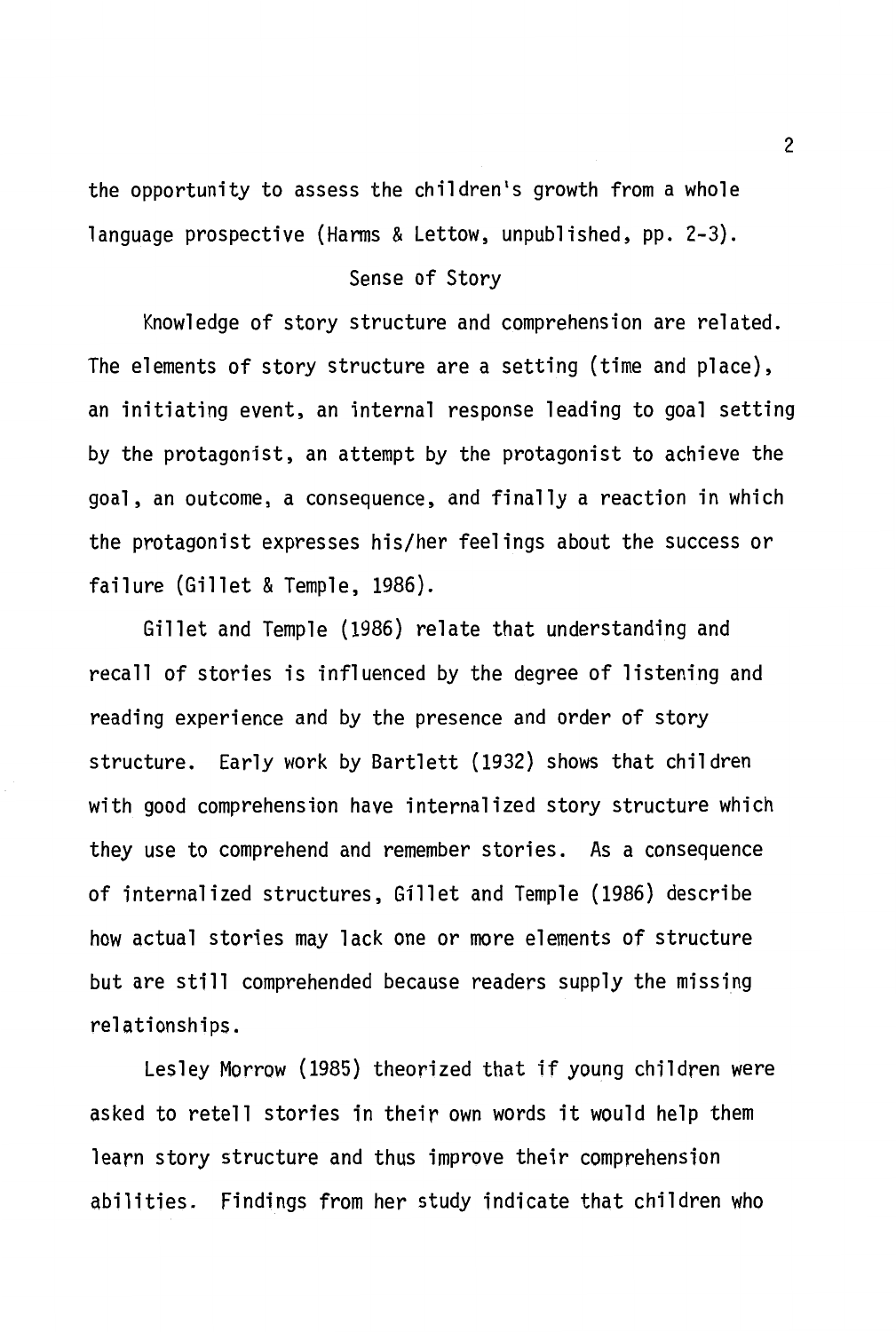the opportunity to assess the children's growth from a whole language prospective (Harms & Lettow, unpublished, pp. 2-3).

## Sense of Story

Knowledge of story structure and comprehension are related. The elements of story structure are a setting (time and place), an initiating event, an internal response leading to goal setting by the protagonist, an attempt by the protagonist to achieve the goal, an outcome, a consequence, and finally a reaction in which the protagonist expresses his/her feelings about the success or failure (Gillet & Temple, 1986).

Gillet and Temple (1986) relate that understanding and recall of stories is influenced by the degree of listening and reading experience and by the presence and order of story structure. Early work by Bartlett (1932) shows that children with good comprehension have internalized story structure which they use to comprehend and remember stories. As a consequence of internalized structures, Gillet and Temple (1986) describe how actual stories may lack one or more elements of structure but are still comprehended because readers supply the missing relationships.

Lesley Morrow (1985) theorized that if young children were asked to retell stories in their own words it would help them learn story structure and thus improve their comprehension abilities. Findings from her study indicate that children who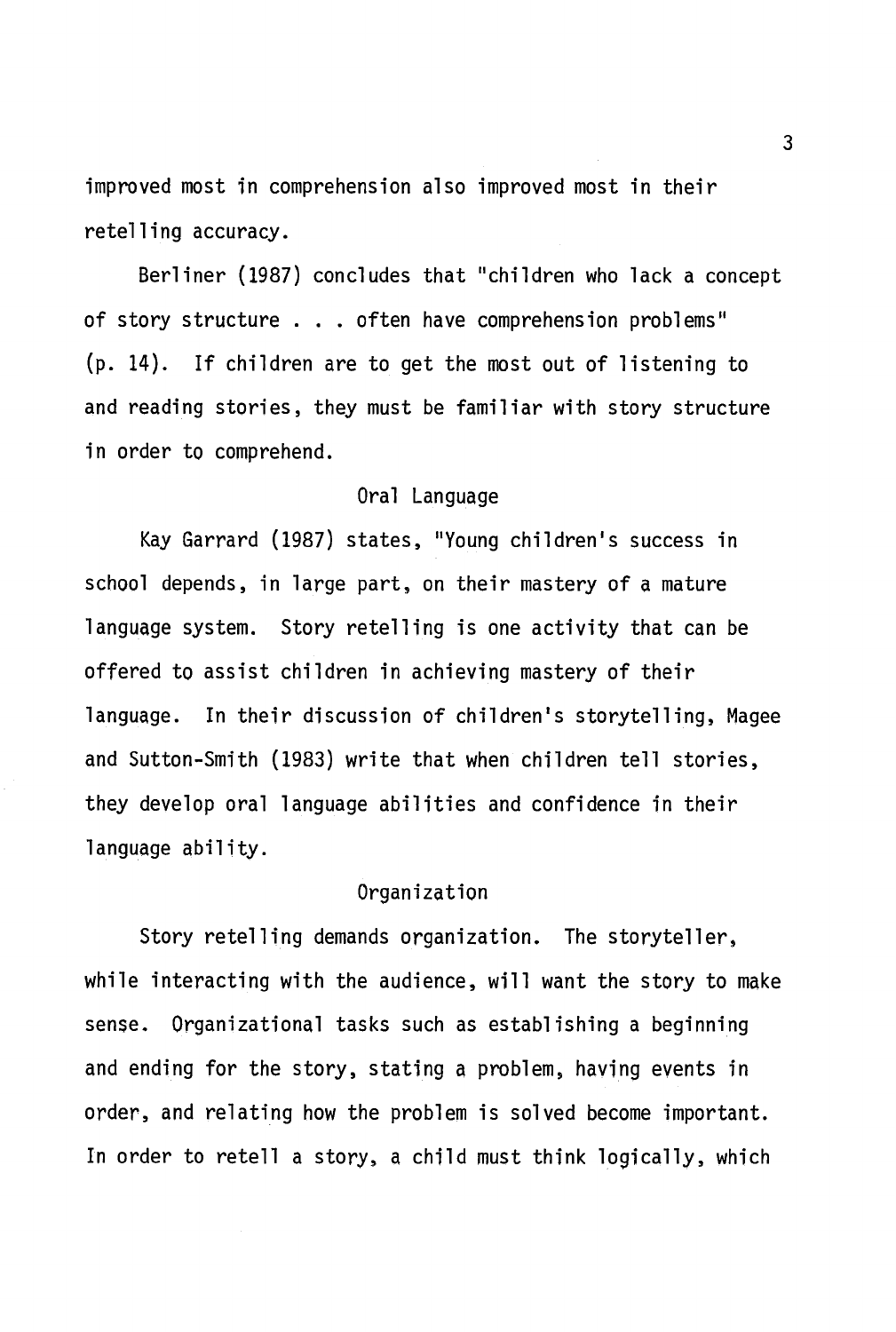improved most in comprehension also improved most in their retelling accuracy.

Berliner (1987) concludes that "children who lack a concept of story structure . . . often have comprehension problems" (p. 14). If children are to get the most out of listening to and reading stories, they must be familiar with story structure in order to comprehend.

## Oral Language

Kay Garrard (1987) states, "Young children's success in school depends, in large part, on their mastery of a mature language system. Story retelling is one activity that can be offered to assist children in achieving mastery of their language. In their discussion of children's storytelling, Magee and Sutton-Smith (1983) write that when children tell stories, they develop oral language abilities and confidence in their language ability.

## Organization

Story retelling demands organization. The storyteller, while interacting with the audience, will want the story to make sense. Organizational tasks such as establishing a beginning and ending for the story, stating a problem, having events in order, and relating how the problem is solved become important. In order to retell a story, a child must think logically, which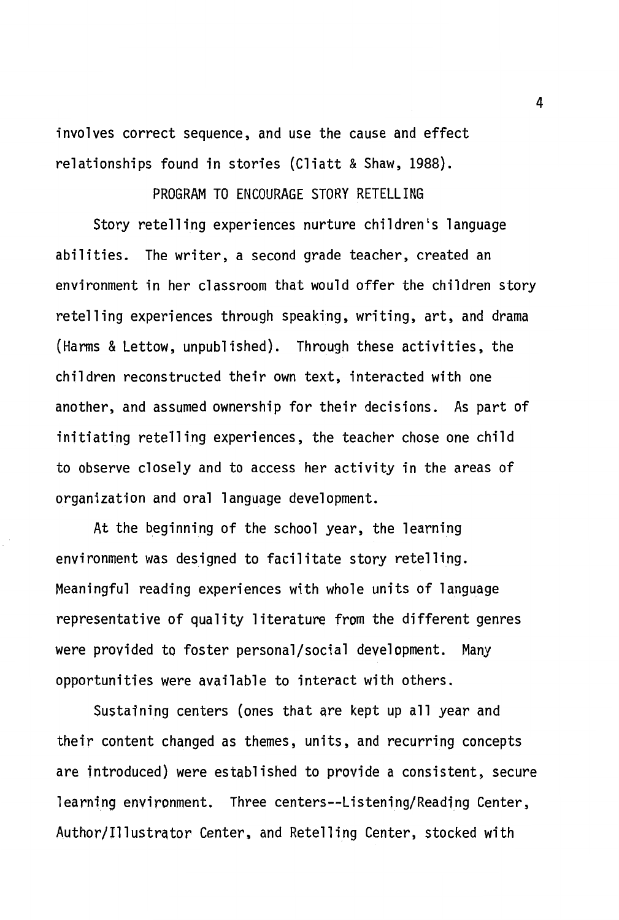involves correct sequence, and use the cause and effect relationships found in stories (Cliatt & Shaw, 1988).

## PROGRAM TO ENCOURAGE STORY RETELLING

Story retelling experiences nurture children's language abilities. The writer, a second grade teacher, created an environment in her classroom that would offer the children story retelling experiences through speaking, writing, art, and drama (Harms & Lettow, unpublished). Through these activities, the children reconstructed their own text, interacted with one another, and assumed ownership for their decisions. As part of initiating retelling experiences, the teacher chose one child to observe closely and to access her activity in the areas of organization and oral language development.

At the beginning of the school year, the learning environment was designed to facilitate story retelling. Meaningful reading experiences with whole units of language representative of quality literature from the different genres were provided to foster personal/social development. Many opportunities were available to interact with others.

Sustaining centers (ones that are kept up all year and their content changed as themes, units, and recurring concepts are introduced) were established to provide a consistent, secure learning environment. Three centers--Listening/Reading Center, Author/Illustrator Center, and Retelling Center, stocked with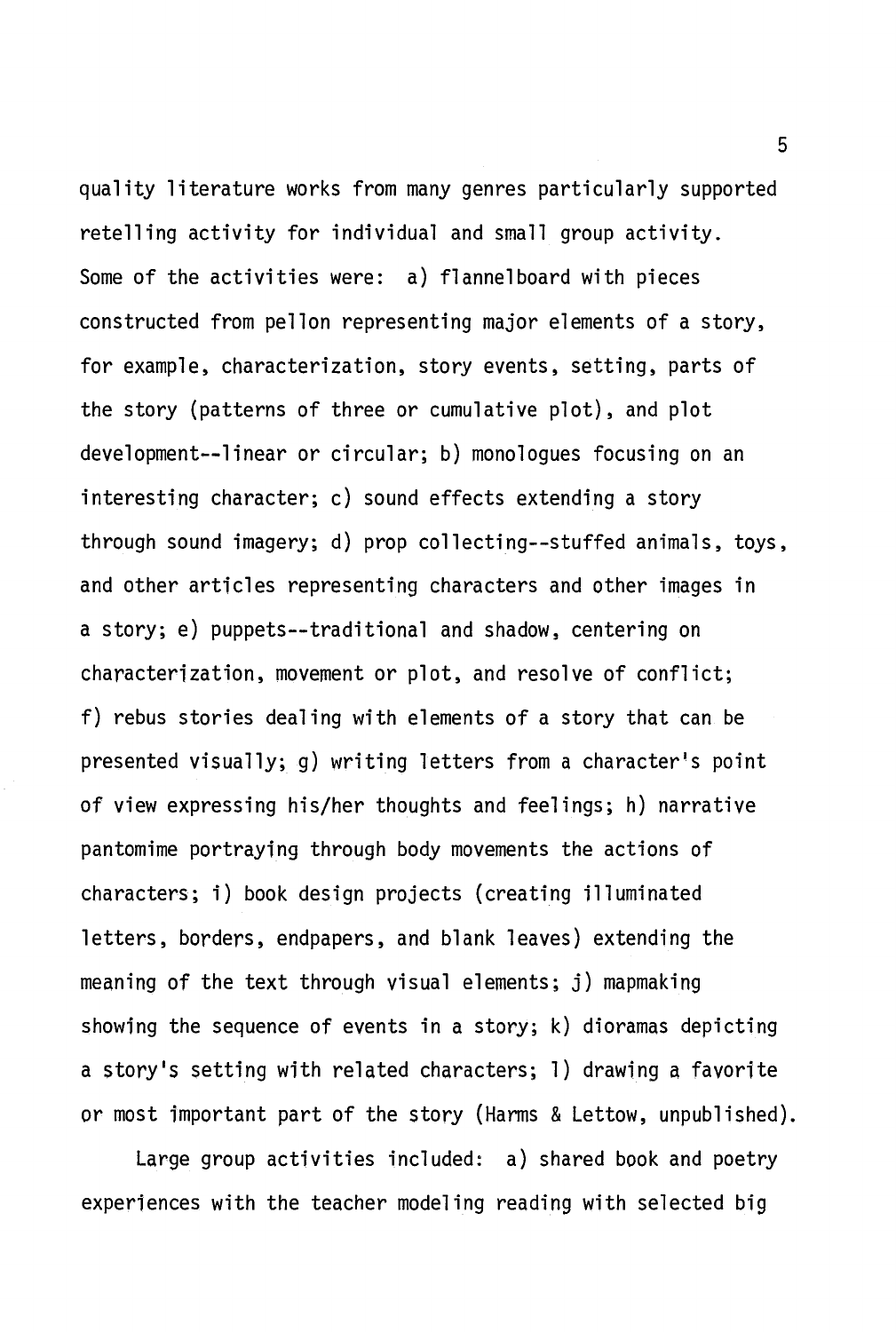quality literature works from many genres particularly supported retelling activity for individual and small group activity. Some of the activities were: a) flannelboard with pieces constructed from pellon representing major elements of a story, for example, characterization, story events, setting, parts of the story (patterns of three or cumulative plot), and plot development--linear or circular; b) monologues focusing on an interesting character; c) sound effects extending a story through sound imagery; d) prop collecting--stuffed animals, toys, and other articles representing characters and other images in a story; e) puppets--traditional and shadow, centering on characterization, movement or plot, and resolve of conflict; f) rebus stories dealing with elements of a story that can be presented visually; g) writing letters from a character's point of view expressing his/her thoughts and feelings; h) narrative pantomime portraying through body movements the actions of characters; i) book design projects (creating illuminated letters, borders, endpapers, and blank leaves) extending the meaning of the text through visual elements; j) mapmaking showing the sequence of events in a story; k) dioramas depicting a story's setting with related characters; l) drawing a favorite or most important part of the story (Harms & Lettow, unpublished).

Large group activities included: a) shared book and poetry experiences with the teacher modeling reading with selected big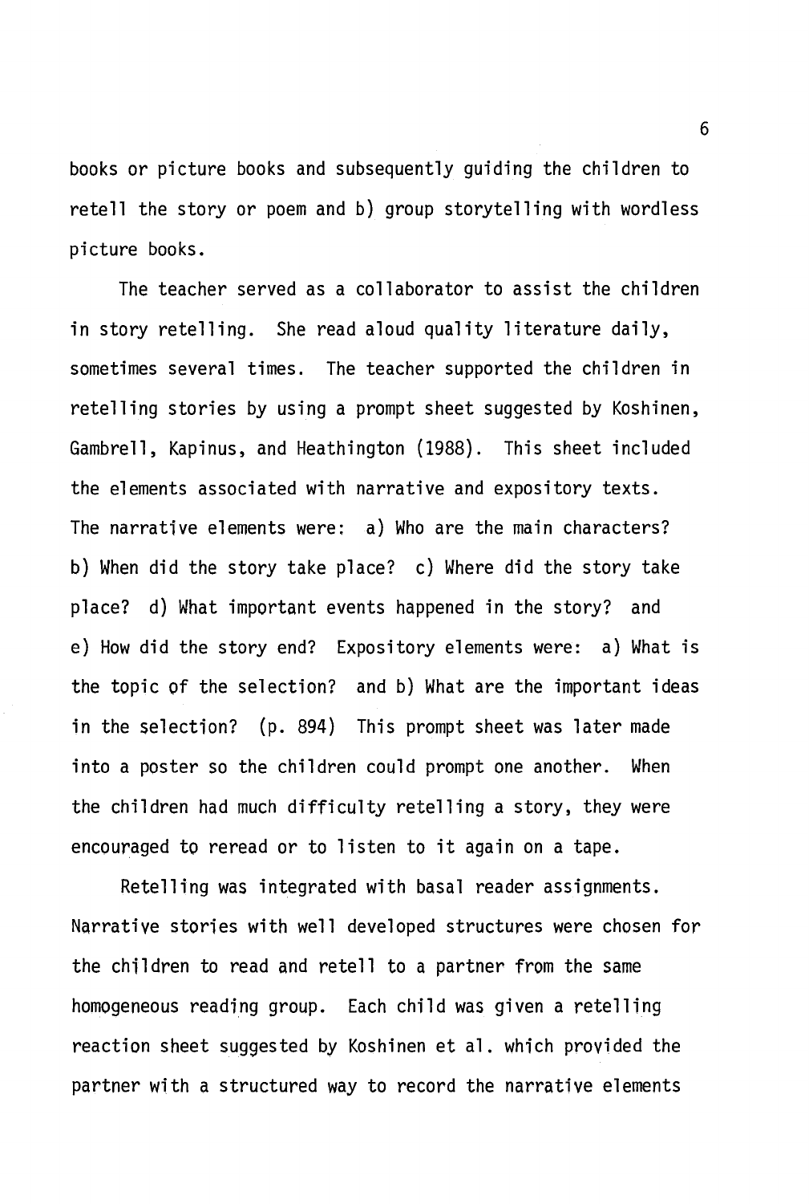books or picture books and subsequently guiding the children to retell the story or poem and b) group storytelling with wordless picture books.

The teacher served as a collaborator to assist the children in story retelling. She read aloud quality literature daily, sometimes several times. The teacher supported the children in retelling stories by using a prompt sheet suggested by Koshinen, Gambrell, Kapinus, and Heathington (1988). This sheet included the elements associated with narrative and expository texts. The narrative elements were: a) Who are the main characters? b) When did the story take place? c) Where did the story take place? d) What important events happened in the story? and e) How did the story end? Expository elements were: a) What is the topic of the selection? and b) What are the important ideas in the selection? (p. 894) This prompt sheet was later made into a poster so the children could prompt one another. When the children had much difficulty retelling a story, they were encouraged to reread or to listen to it again on a tape.

Retelling was integrated with basal reader assignments. Narrative stories with well developed structures were chosen for the children to read and retell to a partner from the same homogeneous reading group. Each child was given a retelling reaction sheet suggested by Koshinen et al. which provided the partner with a structured way to record the narrative elements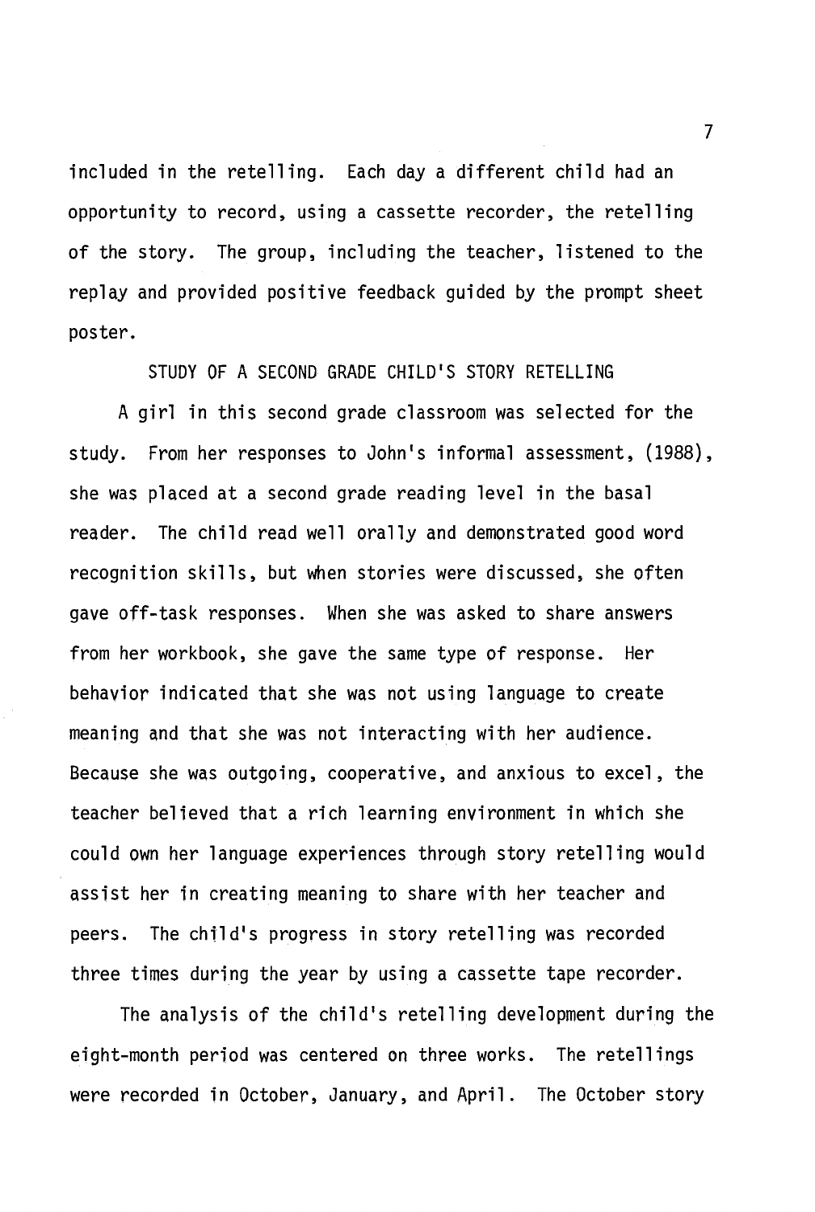included in the retelling. Each day a different child had an opportunity to record, using a cassette recorder, the retelling of the story. The group, including the teacher, listened to the replay and provided positive feedback guided by the prompt sheet poster.

## STUDY OF A SECOND GRADE CHILD'S STORY RETELLING

A girl in this second grade classroom was selected for the study. From her responses to John's informal assessment, (1988), she was placed at a second grade reading level in the basal reader. The child read well orally and demonstrated good word recognition skills, but when stories were discussed, she often gave off-task responses. When she was asked to share answers from her workbook, she gave the same type of response. Her behavior indicated that she was not using language to create meaning and that she was not interacting with her audience. Because she was outgoing, cooperative, and anxious to excel, the teacher believed that a rich learning environment in which she could own her language experiences through story retelling would assist her in creating meaning to share with her teacher and peers. The child's progress in story retelling was recorded three times during the year by using a cassette tape recorder.

The analysis of the child's retelling development during the eight-month period was centered on three works. The retellings were recorded in October, January, and April. The October story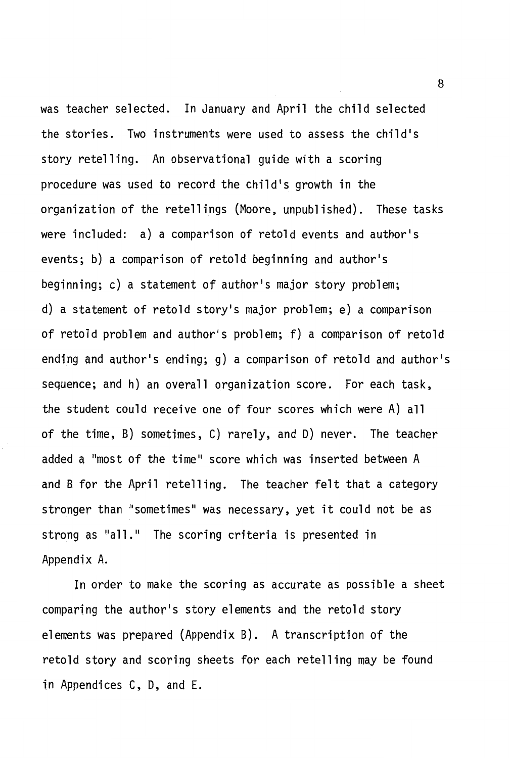was teacher selected. In January and April the child selected the stories. Two instruments were used to assess the child's story retelling. An observational guide with a scoring procedure was used to record the child's growth in the organization of the retellings (Moore, unpublished). These tasks were included: a) a comparison of retold events and author's events; b) a comparison of retold beginning and author's beginning; c) a statement of author's major story problem; d) a statement of retold story's major problem; e) a comparison of retold problem and author's problem; f) a comparison of retold ending and author's ending; g) a comparison of retold and author's sequence; and h) an overall organization score. For each task, the student could receive one of four scores which were A) all of the time, B) sometimes, C) rarely, and D) never. The teacher added a "most of the time" score which was inserted between A and B for the April retelling. The teacher felt that a category stronger than "sometimes" was necessary, yet it could not be as strong as "all." The scoring criteria is presented in Appendix A.

In order to make the scoring as accurate as possible a sheet comparing the author's story elements and the retold story elements was prepared (Appendix B). A transcription of the retold story and scoring sheets for each retelling may be found in Appendices C, D, and E.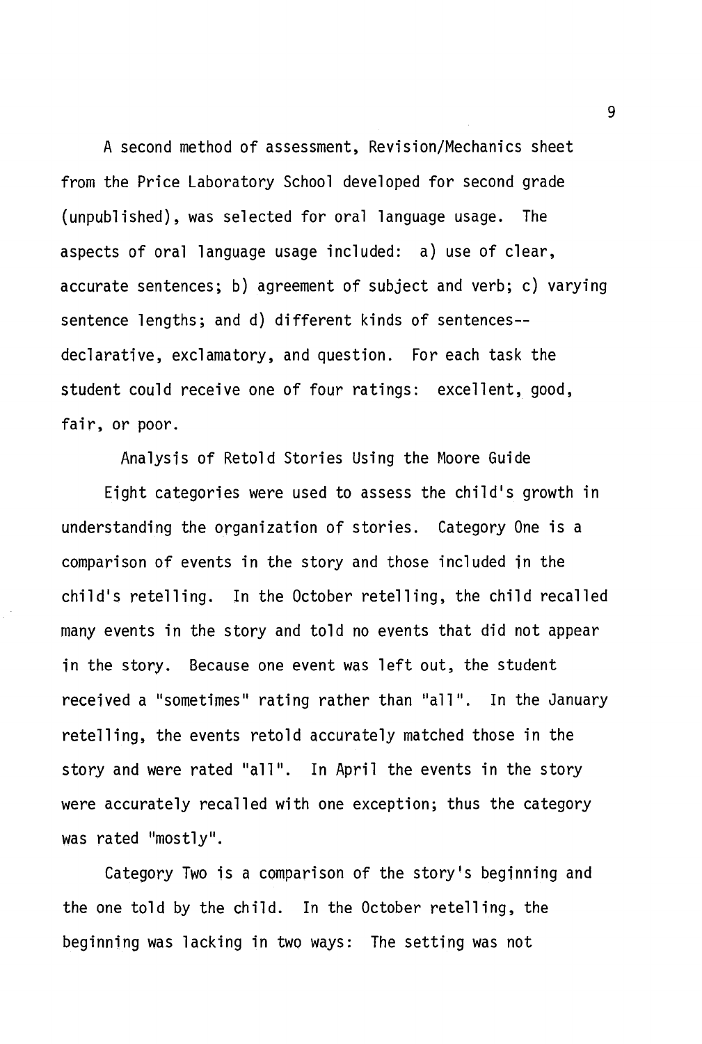A second method of assessment, Revision/Mechanics sheet from the Price Laboratory School developed for second grade (unpublished), was selected for oral language usage. The aspects of oral language usage included: a) use of clear, accurate sentences; b) agreement of subject and verb; c) varying sentence lengths; and d) different kinds of sentences--declarative, exclamatory, and question. For each task the student could receive one of four ratings: excellent, good, fair, or poor.

## Analysis of Retold Stories Using the Moore Guide

Eight categories were used to assess the child's growth in understanding the organization of stories. Category One is a comparison of events in the story and those included in the child's retelling. In the October retelling, the child recalled many events in the story and told no events that did not appear in the story. Because one event was left out, the student received a "sometimes" rating rather than "all". In the January retelling, the events retold accurately matched those in the story and were rated "all". In April the events in the story were accurately recalled with one exception; thus the category was rated "mostly".

Category Two is a comparison of the story's beginning and the one told by the child. In the October retelling, the beginning was lacking in two ways: The setting was not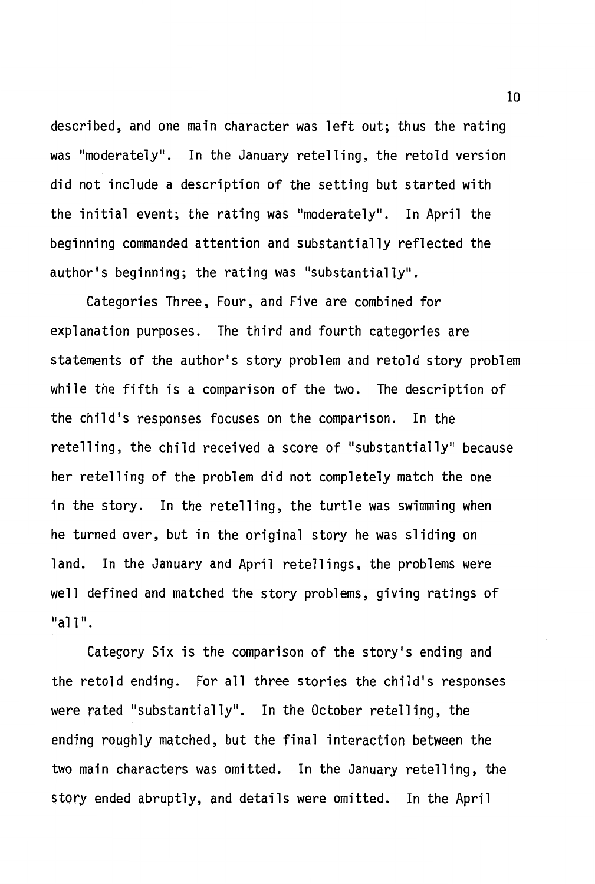described, and one main character was left out; thus the rating was "moderately". In the January retelling, the retold version did not include a description of the setting but started with the initial event; the rating was "moderately". In April the beginning commanded attention and substantially reflected the author's beginning; the rating was "substantially".

Categories Three, Four, and Five are combined for explanation purposes. The third and fourth categories are statements of the author's story problem and retold story problem while the fifth is a comparison of the two. The description of the child's responses focuses on the comparison. In the retelling, the child received a score of "substantially" because her retelling of the problem did not completely match the one in the story. In the retelling, the turtle was swimming when he turned over, but in the original story he was sliding on land. In the January and April retellings, the problems were well defined and matched the story problems, giving ratings of "all".

Category Six is the comparison of the story's ending and the retold ending. For all three stories the child's responses were rated "substantially". In the October retelling, the ending roughly matched, but the final interaction between the two main characters was omitted. In the January retelling, the story ended abruptly, and details were omitted. In the April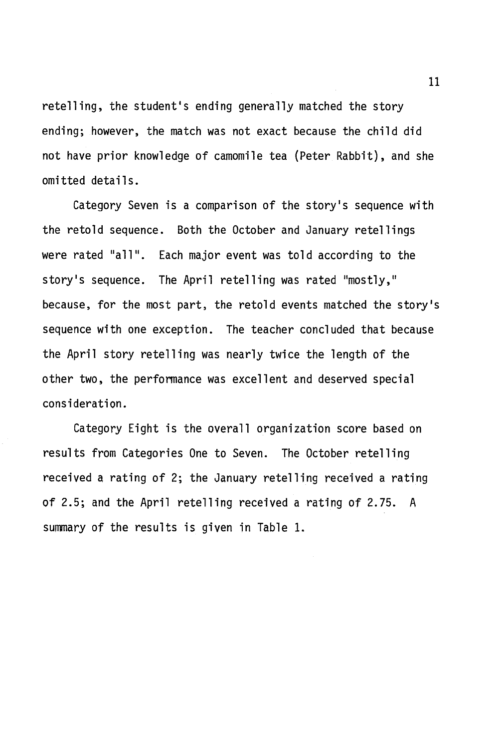retelling, the student's ending generally matched the story ending; however, the match was not exact because the child did not have prior knowledge of camomile tea (Peter Rabbit), and she omitted details.

Category Seven is a comparison of the story's sequence with the retold sequence. Both the October and January retellings were rated "all". Each major event was told according to the story's sequence. The April retelling was rated "mostly," because, for the most part, the retold events matched the story's sequence with one exception. The teacher concluded that because the April story retelling was nearly twice the length of the other two, the performance was excellent and deserved special consideration.

Category Eight is the overall organization score based on results from Categories One to Seven. The October retelling received a rating of 2; the January retelling received a rating of 2.5; and the April retelling received a rating of 2.75. A summary of the results is given in Table 1.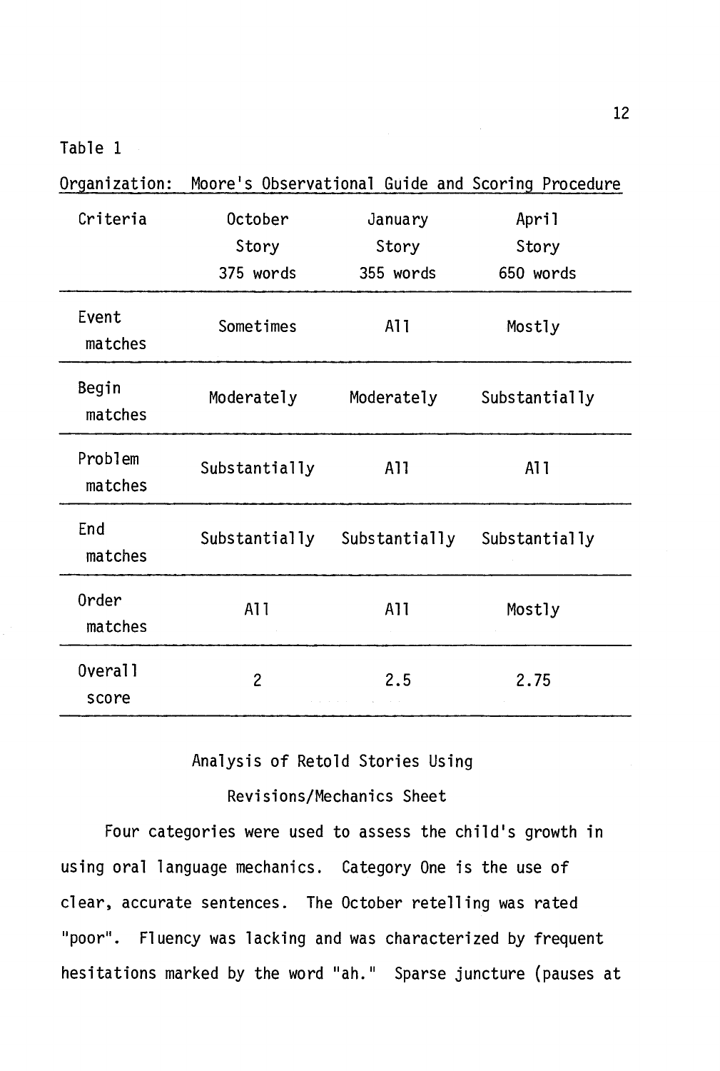Table 1

Organization: Moore's Observational Guide and Scoring Procedure

| Criteria | October Story 375 words | January Story 355 words | April Story 650 words |
|---|---|---|---|
| Event matches | Sometimes | All | Mostly |
| Begin matches | Moderately | Moderately | Substantially |
| Problem matches | Substantially | All | All |
| End matches | Substantially | Substantially | Substantially |
| Order matches | All | All | Mostly |
| Overall score | 2 | 2.5 | 2.75 |

Analysis of Retold Stories Using Revisions/Mechanics Sheet

Four categories were used to assess the child's growth in using oral language mechanics. Category One is the use of clear, accurate sentences. The October retelling was rated "poor". Fluency was lacking and was characterized by frequent hesitations marked by the word "ah." Sparse juncture (pauses at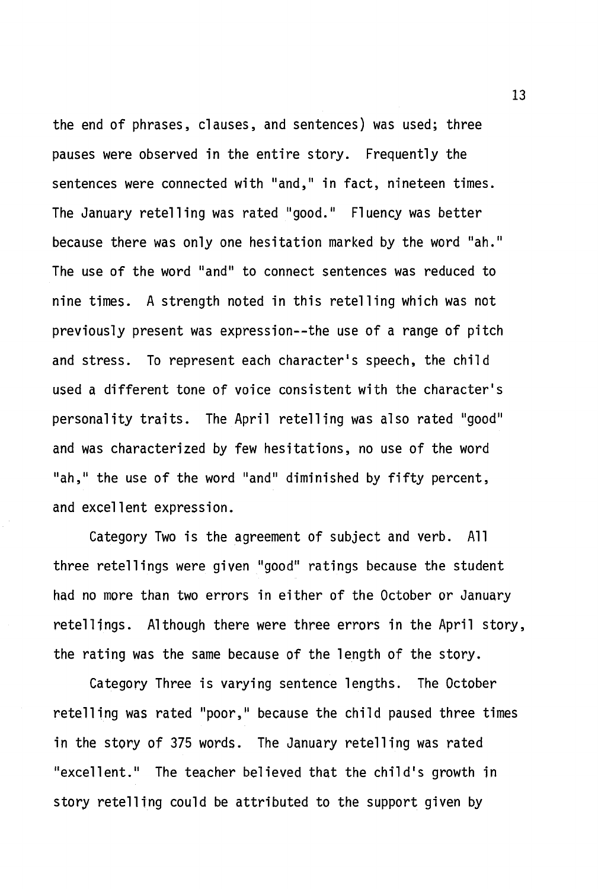the end of phrases, clauses, and sentences) was used; three pauses were observed in the entire story. Frequently the sentences were connected with "and," in fact, nineteen times. The January retelling was rated "good." Fluency was better because there was only one hesitation marked by the word "ah." The use of the word "and" to connect sentences was reduced to nine times. A strength noted in this retelling which was not previously present was expression--the use of a range of pitch and stress. To represent each character's speech, the child used a different tone of voice consistent with the character's personality traits. The April retelling was also rated "good" and was characterized by few hesitations, no use of the word "ah," the use of the word "and" diminished by fifty percent, and excellent expression.

Category Two is the agreement of subject and verb. All three retellings were given "good" ratings because the student had no more than two errors in either of the October or January retellings. Although there were three errors in the April story, the rating was the same because of the length of the story.

Category Three is varying sentence lengths. The October retelling was rated "poor," because the child paused three times in the story of 375 words. The January retelling was rated "excellent." The teacher believed that the child's growth in story retelling could be attributed to the support given by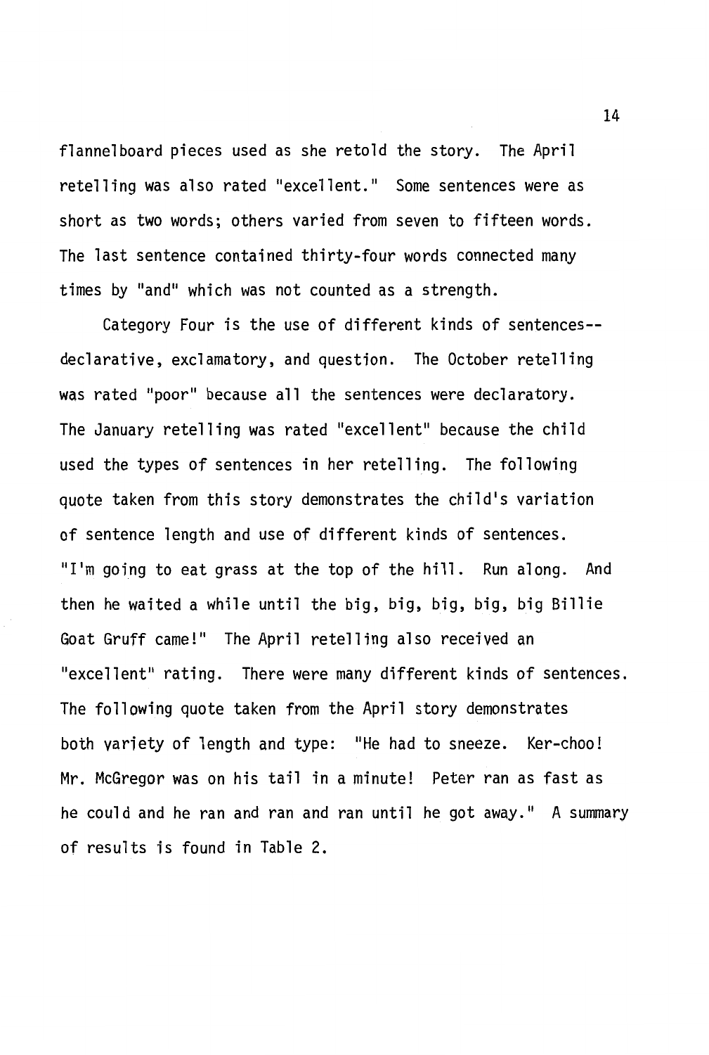flannelboard pieces used as she retold the story. The April retelling was also rated "excellent." Some sentences were as short as two words; others varied from seven to fifteen words. The last sentence contained thirty-four words connected many times by "and" which was not counted as a strength.

Category Four is the use of different kinds of sentences--declarative, exclamatory, and question. The October retelling was rated "poor" because all the sentences were declaratory. The January retelling was rated "excellent" because the child used the types of sentences in her retelling. The following quote taken from this story demonstrates the child's variation of sentence length and use of different kinds of sentences. "I'm going to eat grass at the top of the hill. Run along. And then he waited a while until the big, big, big, big, big Billie Goat Gruff came!" The April retelling also received an "excellent" rating. There were many different kinds of sentences. The following quote taken from the April story demonstrates both variety of length and type: "He had to sneeze. Ker-choo! Mr. McGregor was on his tail in a minute! Peter ran as fast as he could and he ran and ran and ran until he got away." A summary of results is found in Table 2.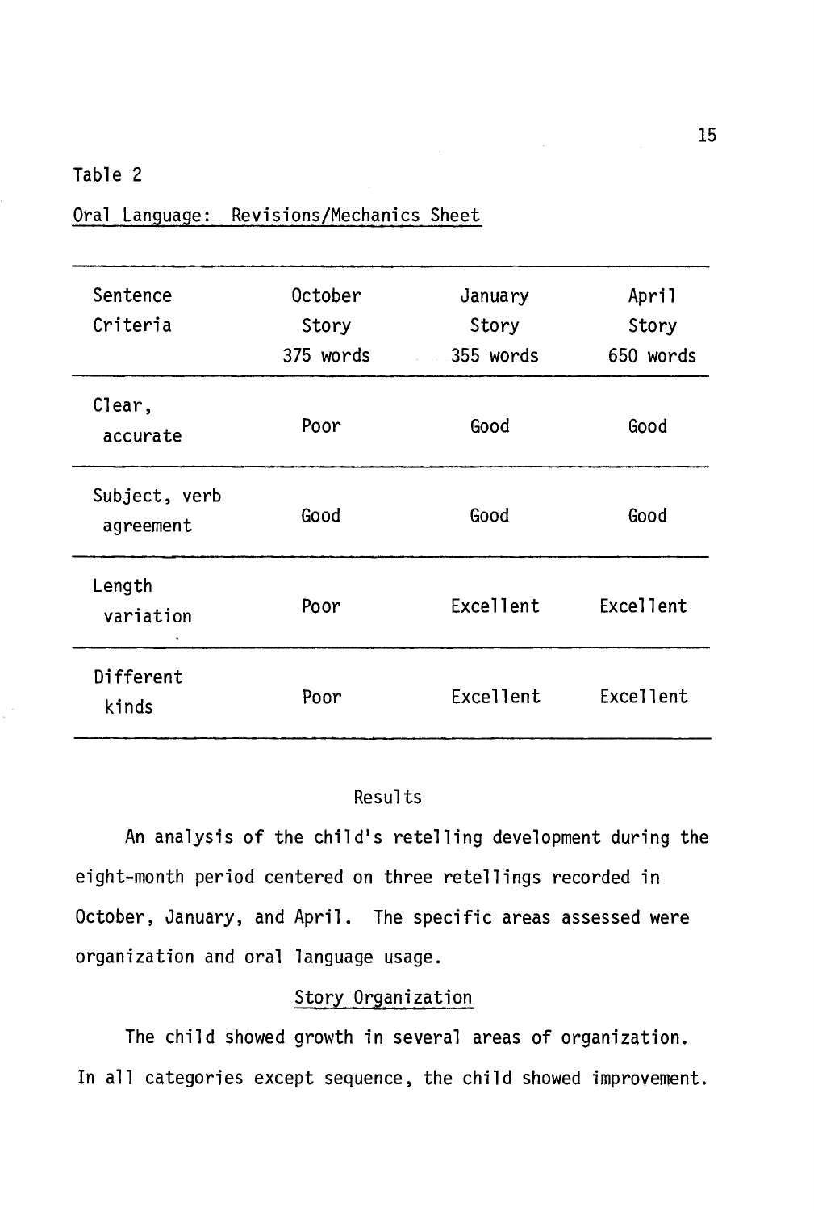Table 2

Oral Language: Revisions/Mechanics Sheet

| Sentence Criteria | October Story 375 words | January Story 355 words | April Story 650 words |
|---|---|---|---|
| Clear, accurate | Poor | Good | Good |
| Subject, verb agreement | Good | Good | Good |
| Length variation | Poor | Excellent | Excellent |
| Different kinds | Poor | Excellent | Excellent |

## Results

An analysis of the child's retelling development during the eight-month period centered on three retellings recorded in October, January, and April. The specific areas assessed were organization and oral language usage.

### Story Organization

The child showed growth in several areas of organization. In all categories except sequence, the child showed improvement.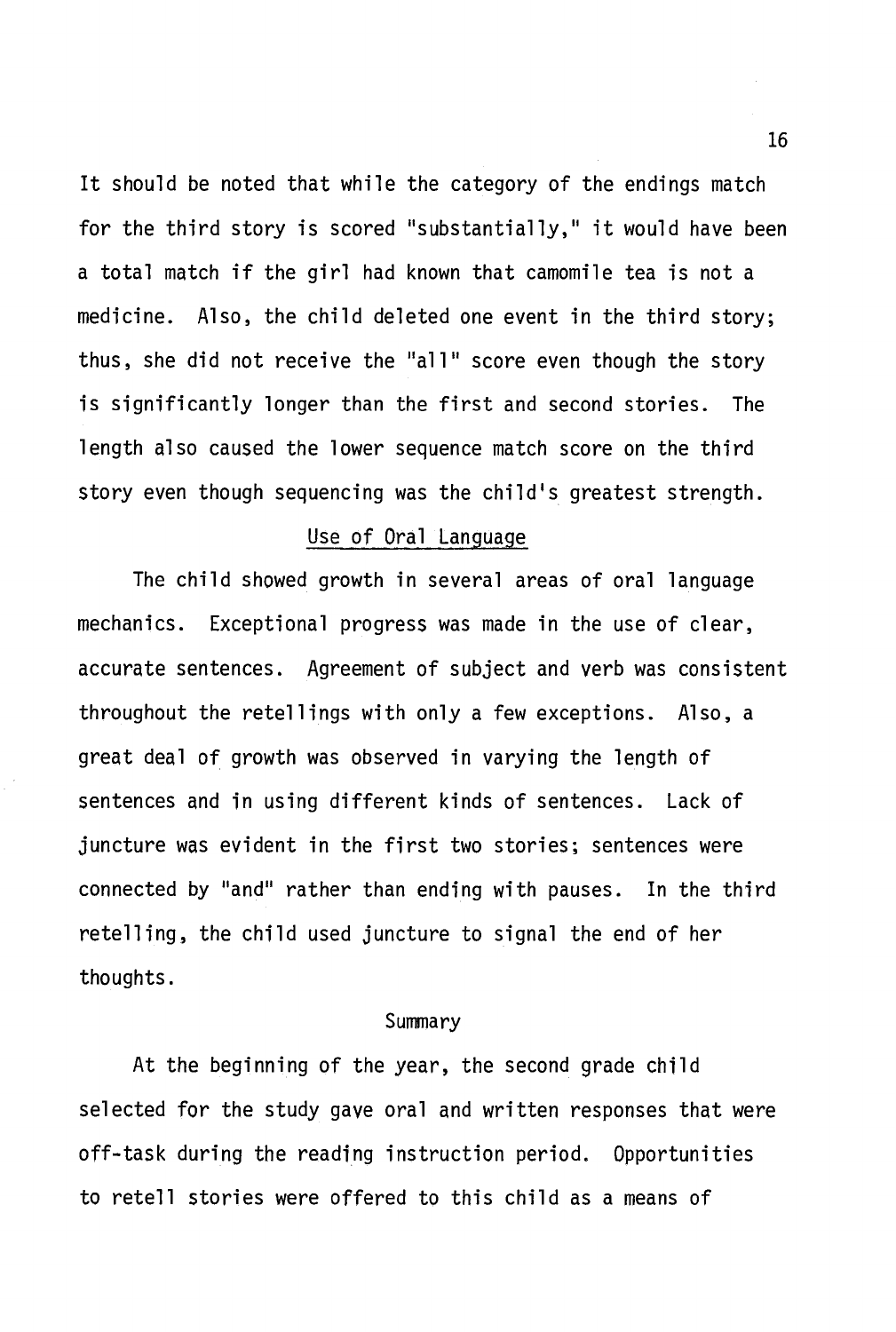It should be noted that while the category of the endings match for the third story is scored "substantially," it would have been a total match if the girl had known that camomile tea is not a medicine. Also, the child deleted one event in the third story; thus, she did not receive the "all" score even though the story is significantly longer than the first and second stories. The length also caused the lower sequence match score on the third story even though sequencing was the child's greatest strength.

## Use of Oral Language

The child showed growth in several areas of oral language mechanics. Exceptional progress was made in the use of clear, accurate sentences. Agreement of subject and verb was consistent throughout the retellings with only a few exceptions. Also, a great deal of growth was observed in varying the length of sentences and in using different kinds of sentences. Lack of juncture was evident in the first two stories; sentences were connected by "and" rather than ending with pauses. In the third retelling, the child used juncture to signal the end of her thoughts.

## Summary

At the beginning of the year, the second grade child selected for the study gave oral and written responses that were off-task during the reading instruction period. Opportunities to retell stories were offered to this child as a means of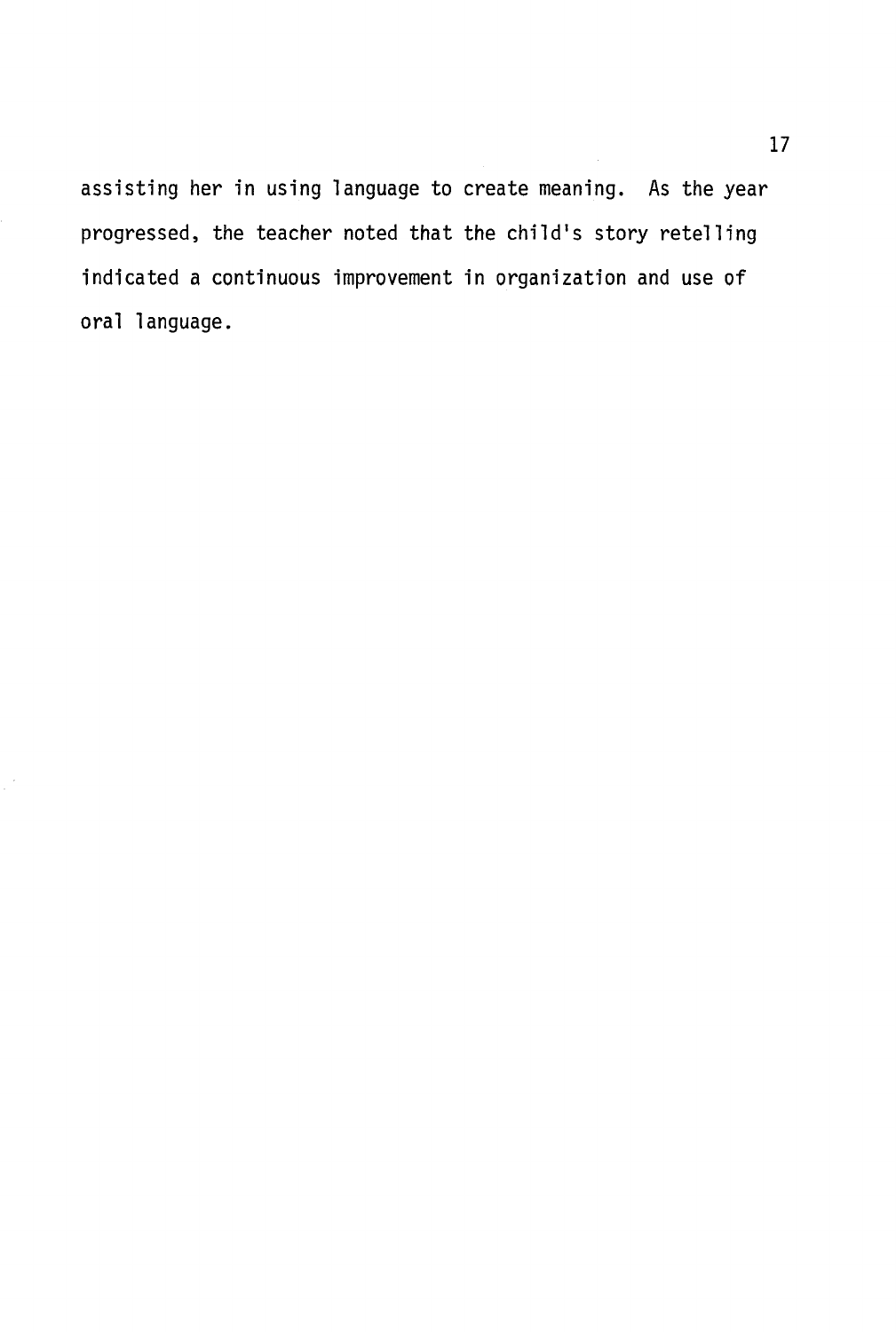assisting her in using language to create meaning. As the year progressed, the teacher noted that the child's story retelling indicated a continuous improvement in organization and use of oral language.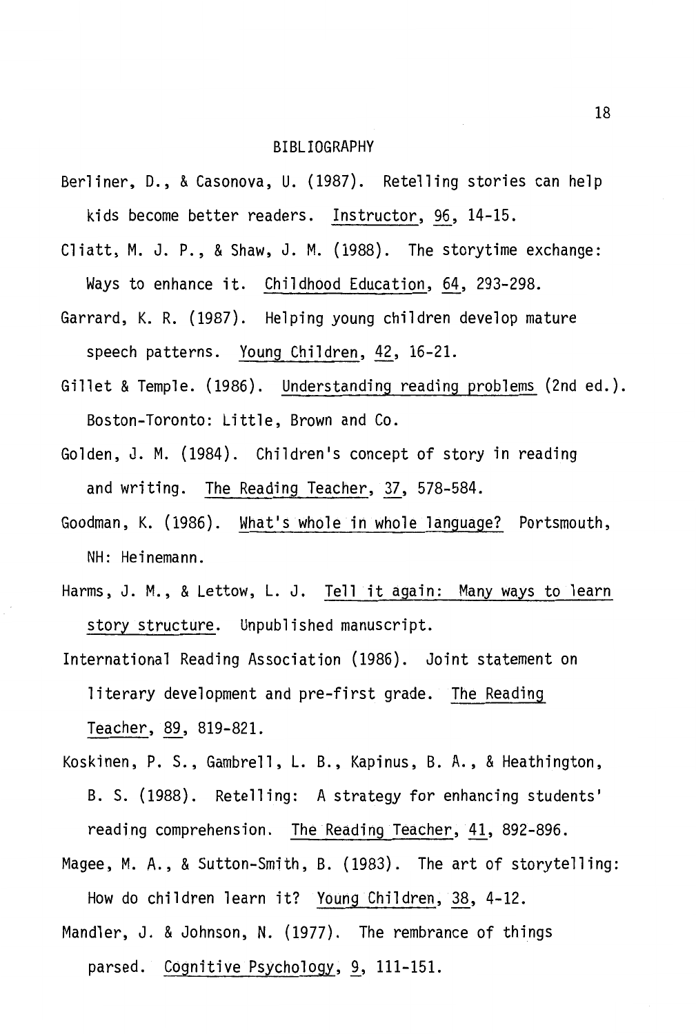# BIBLIOGRAPHY

Berliner, D., & Casonova, U. (1987). Retelling stories can help kids become better readers. Instructor, 96, 14-15.

Cliatt, M. J. P., & Shaw, J. M. (1988). The storytime exchange: Ways to enhance it. Childhood Education, 64, 293-298.

Garrard, K. R. (1987). Helping young children develop mature speech patterns. Young Children, 42, 16-21.

Gillet & Temple. (1986). Understanding reading problems (2nd ed.). Boston-Toronto: Little, Brown and Co.

Golden, J. M. (1984). Children's concept of story in reading and writing. The Reading Teacher, 37, 578-584.

Goodman, K. (1986). What's whole in whole language? Portsmouth, NH: Heinemann.

Harms, J. M., & Lettow, L. J. Tell it again: Many ways to learn story structure. Unpublished manuscript.

International Reading Association (1986). Joint statement on literary development and pre-first grade. The Reading Teacher, 89, 819-821.

Koskinen, P. S., Gambrell, L. B., Kapinus, B. A., & Heathington, B. S. (1988). Retelling: A strategy for enhancing students' reading comprehension. The Reading Teacher, 41, 892-896.

Magee, M. A., & Sutton-Smith, B. (1983). The art of storytelling: How do children learn it? Young Children, 38, 4-12.

Mandler, J. & Johnson, N. (1977). The rembrance of things parsed. Cognitive Psychology, 9, 111-151.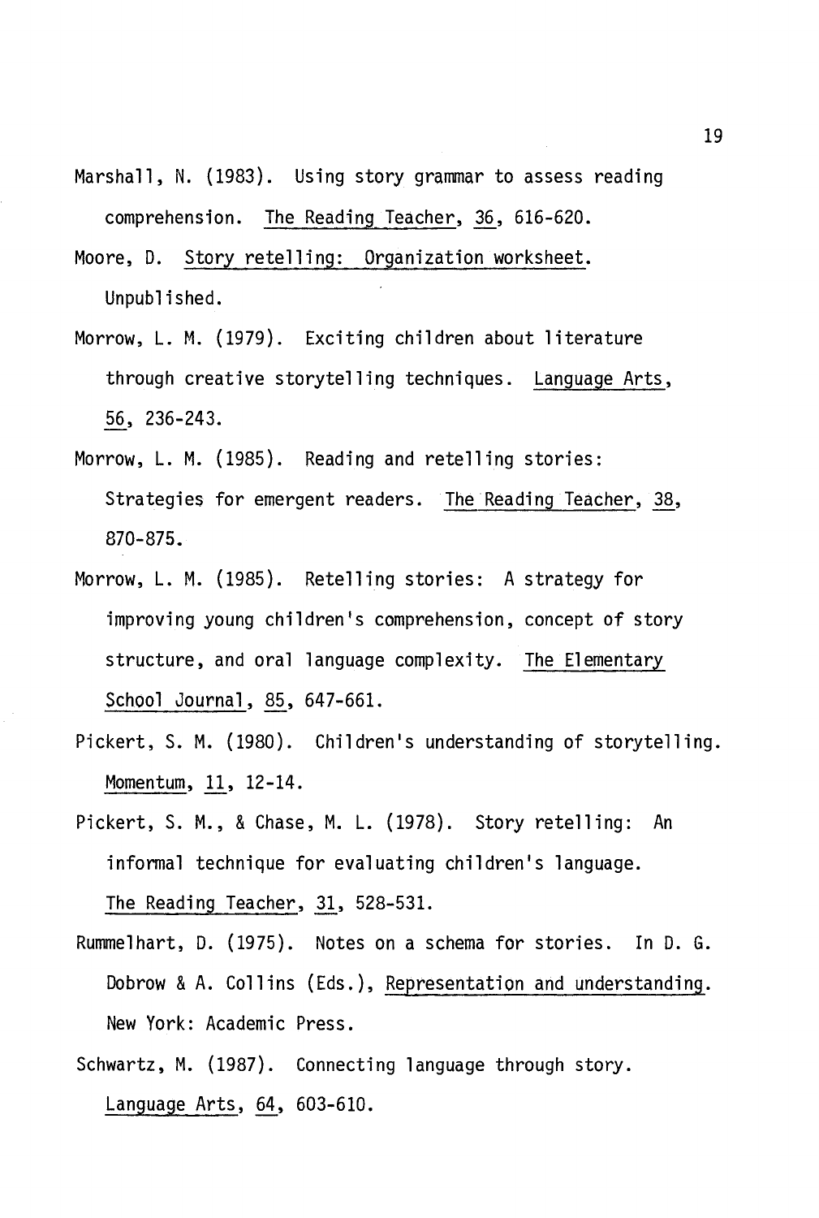Marshall, N. (1983). Using story grammar to assess reading comprehension. The Reading Teacher, 36, 616-620.

Moore, D. Story retelling: Organization worksheet. Unpublished.

Morrow, L. M. (1979). Exciting children about literature through creative storytelling techniques. Language Arts, 56, 236-243.

Morrow, L. M. (1985). Reading and retelling stories: Strategies for emergent readers. The Reading Teacher, 38, 870-875.

Morrow, L. M. (1985). Retelling stories: A strategy for improving young children's comprehension, concept of story structure, and oral language complexity. The Elementary School Journal, 85, 647-661.

Pickert, S. M. (1980). Children's understanding of storytelling. Momentum, 11, 12-14.

Pickert, S. M., & Chase, M. L. (1978). Story retelling: An informal technique for evaluating children's language. The Reading Teacher, 31, 528-531.

Rummelhart, D. (1975). Notes on a schema for stories. In D. G. Dobrow & A. Collins (Eds.), Representation and understanding. New York: Academic Press.

Schwartz, M. (1987). Connecting language through story. Language Arts, 64, 603-610.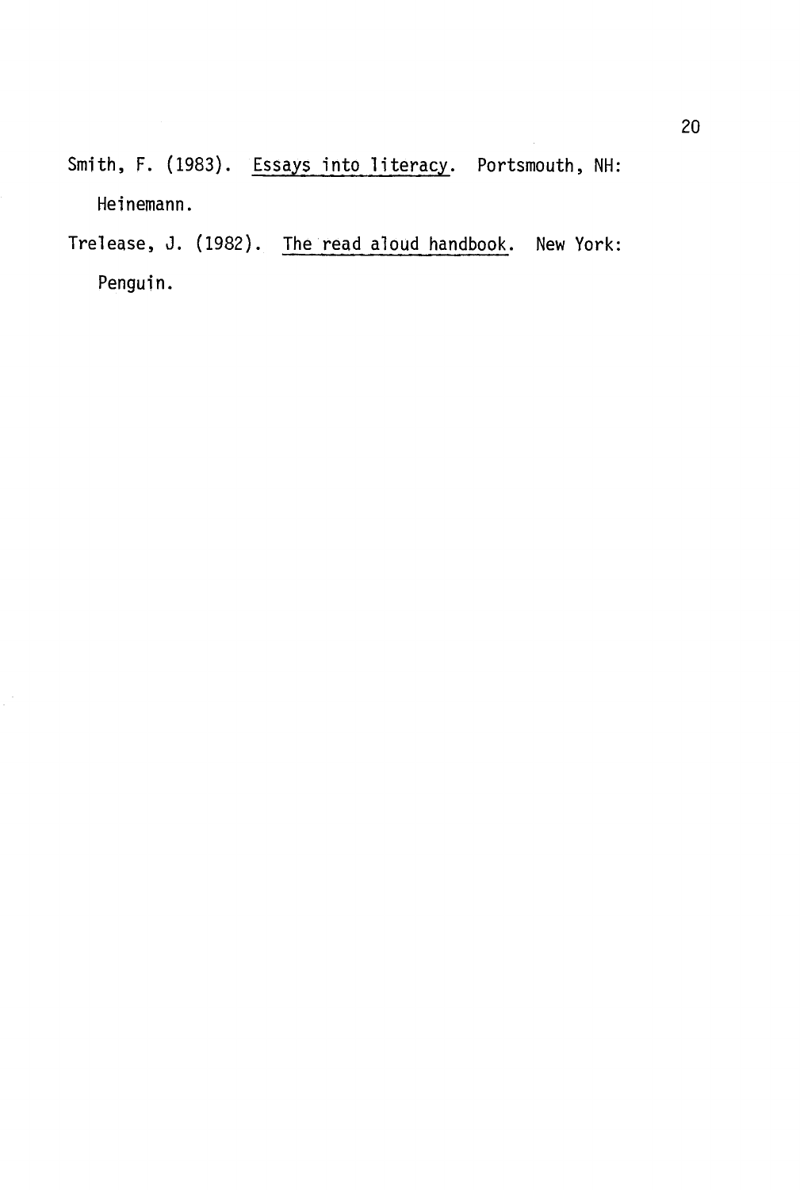Smith, F. (1983). _Essays into literacy_. Portsmouth, NH: Heinemann.

Trelease, J. (1982). _The read aloud handbook_. New York: Penguin.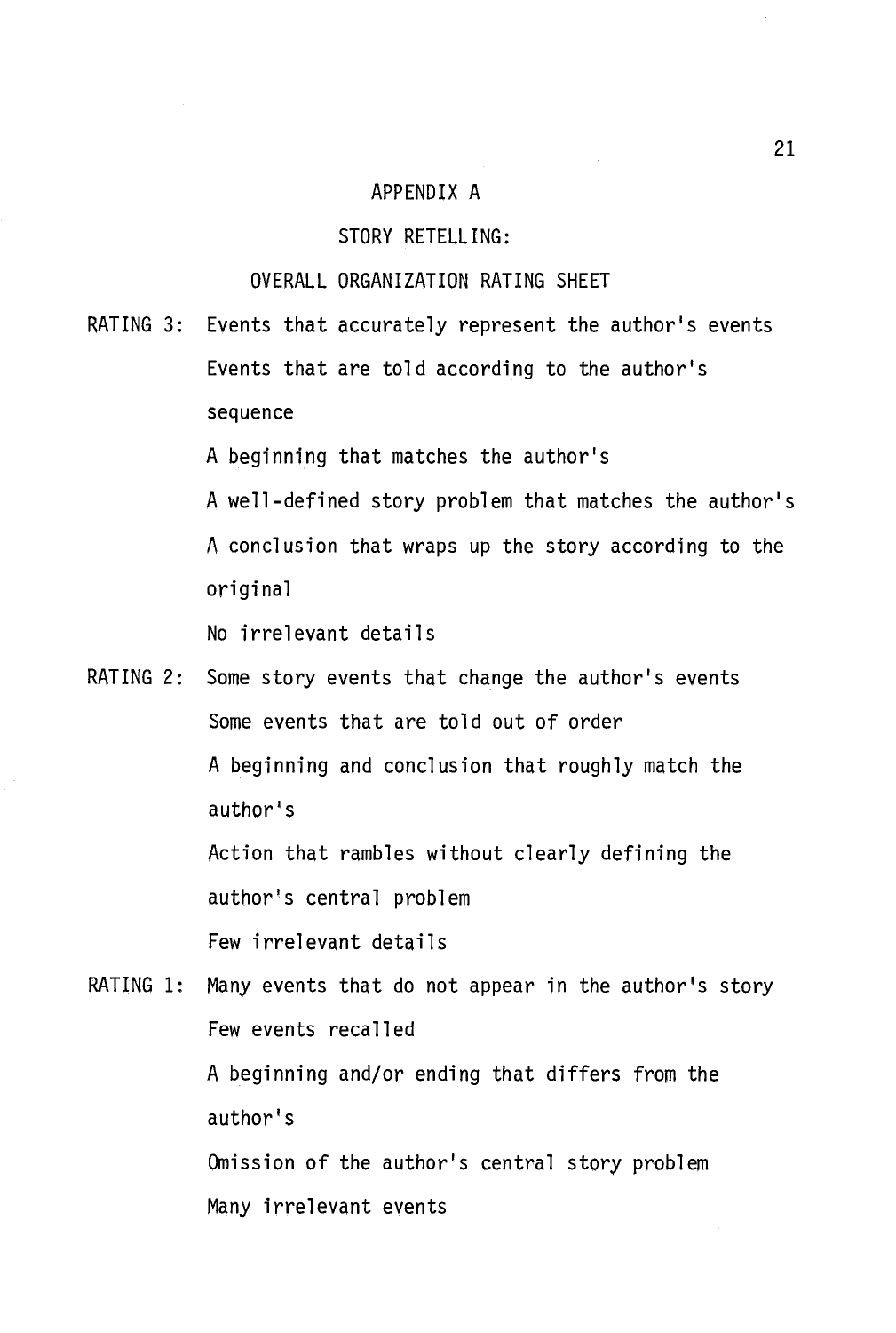# APPENDIX A

## STORY RETELLING:

## OVERALL ORGANIZATION RATING SHEET

RATING 3:
- Events that accurately represent the author's events
- Events that are told according to the author's sequence
- A beginning that matches the author's
- A well-defined story problem that matches the author's
- A conclusion that wraps up the story according to the original
- No irrelevant details

RATING 2:
- Some story events that change the author's events
- Some events that are told out of order
- A beginning and conclusion that roughly match the author's
- Action that rambles without clearly defining the author's central problem
- Few irrelevant details

RATING 1:
- Many events that do not appear in the author's story
- Few events recalled
- A beginning and/or ending that differs from the author's
- Omission of the author's central story problem
- Many irrelevant events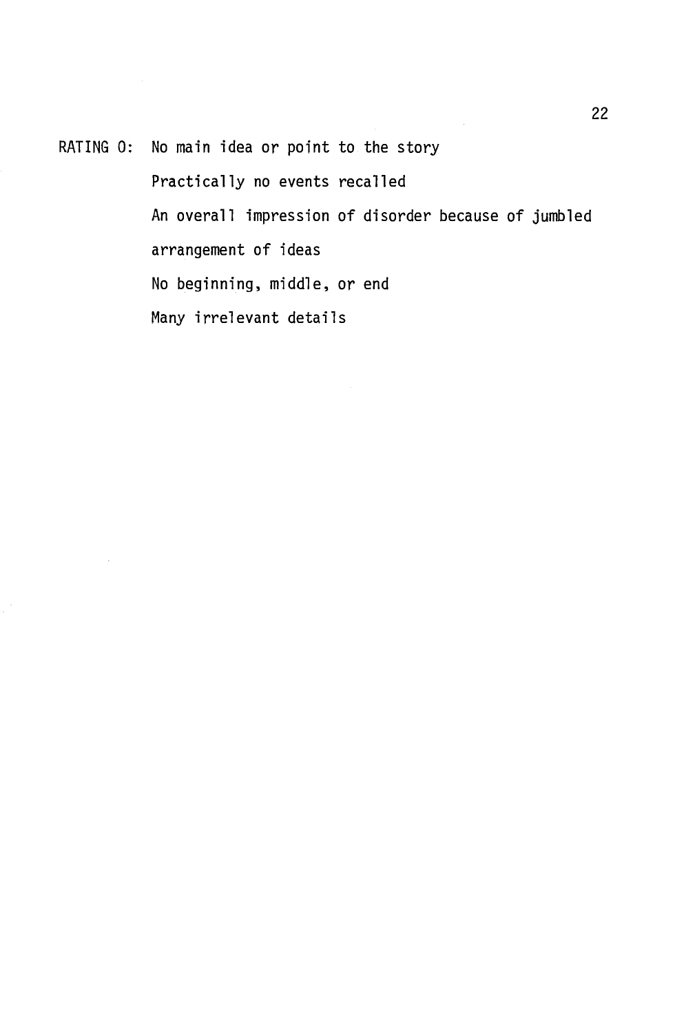RATING 0: No main idea or point to the story

Practically no events recalled

An overall impression of disorder because of jumbled arrangement of ideas

No beginning, middle, or end

Many irrelevant details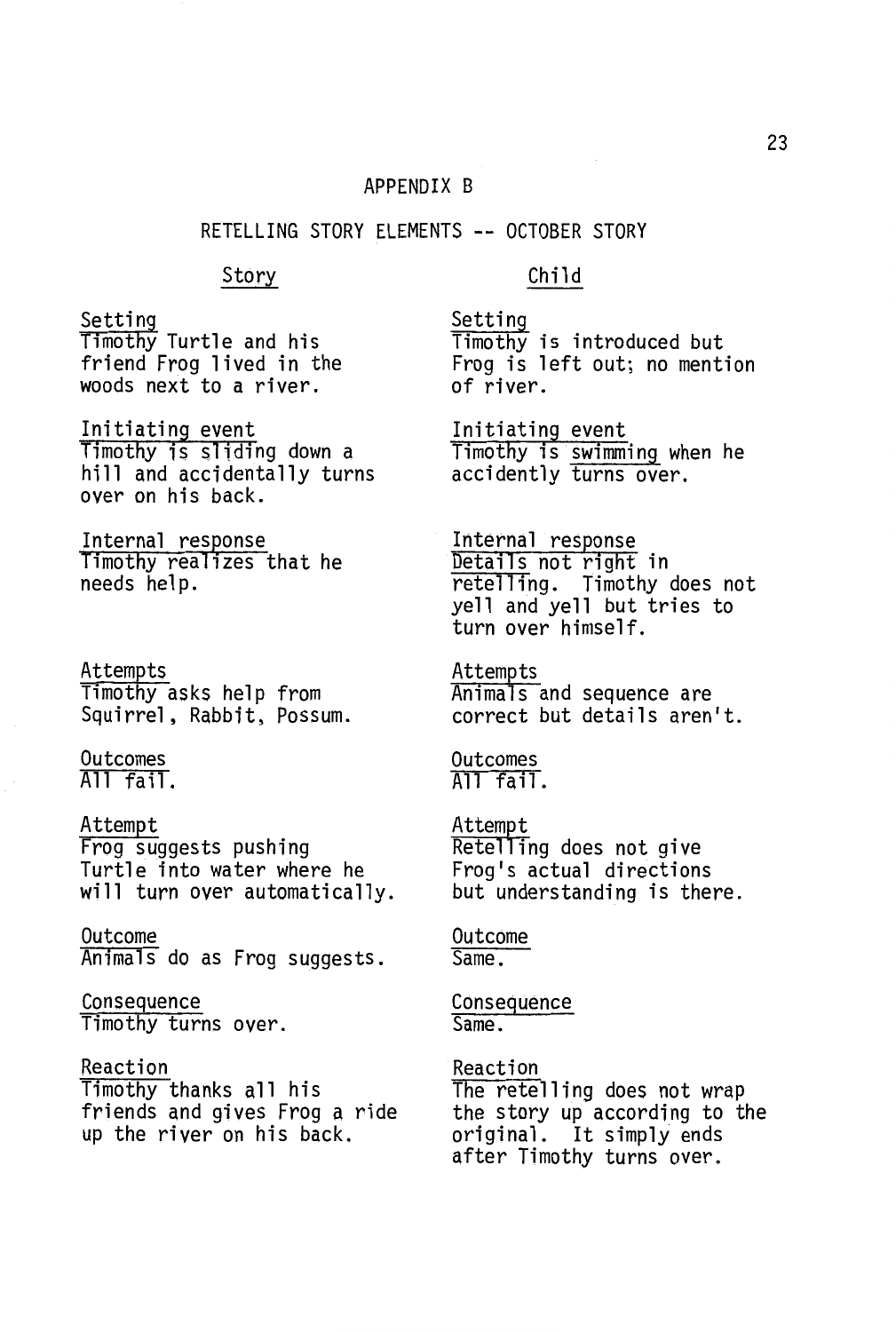# APPENDIX B

## RETELLING STORY ELEMENTS -- OCTOBER STORY

| Story | Child |
|---|---|
| Setting<br>Timothy Turtle and his friend Frog lived in the woods next to a river. | Setting<br>Timothy is introduced but Frog is left out; no mention of river. |
| Initiating event<br>Timothy is sliding down a hill and accidentally turns over on his back. | Initiating event<br>Timothy is swimming when he accidently turns over. |
| Internal response<br>Timothy realizes that he needs help. | Internal response<br>Details not right in retelling. Timothy does not yell and yell but tries to turn over himself. |
| Attempts<br>Timothy asks help from Squirrel, Rabbit, Possum. | Attempts<br>Animals and sequence are correct but details aren't. |
| Outcomes<br>All fail. | Outcomes<br>All fail. |
| Attempt<br>Frog suggests pushing Turtle into water where he will turn over automatically. | Attempt<br>Retelling does not give Frog's actual directions but understanding is there. |
| Outcome<br>Animals do as Frog suggests. | Outcome<br>Same. |
| Consequence<br>Timothy turns over. | Consequence<br>Same. |
| Reaction<br>Timothy thanks all his friends and gives Frog a ride up the river on his back. | Reaction<br>The retelling does not wrap the story up according to the original. It simply ends after Timothy turns over. |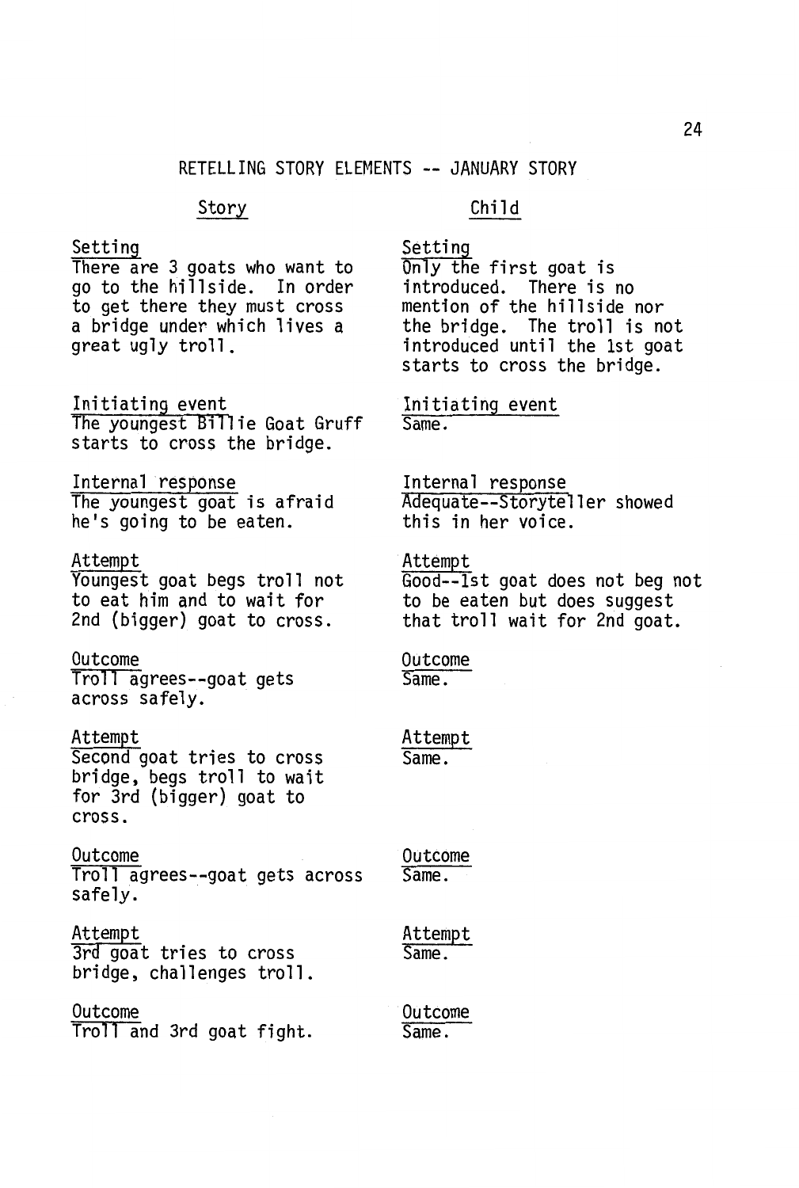## RETELLING STORY ELEMENTS -- JANUARY STORY

| Story | Child |
| --- | --- |
| <u>Setting</u><br>There are 3 goats who want to go to the hillside. In order to get there they must cross a bridge under which lives a great ugly troll. | <u>Setting</u><br>Only the first goat is introduced. There is no mention of the hillside nor the bridge. The troll is not introduced until the 1st goat starts to cross the bridge. |
| <u>Initiating event</u><br>The youngest Billie Goat Gruff starts to cross the bridge. | <u>Initiating event</u><br>Same. |
| <u>Internal response</u><br>The youngest goat is afraid he's going to be eaten. | <u>Internal response</u><br>Adequate--Storyteller showed this in her voice. |
| <u>Attempt</u><br>Youngest goat begs troll not to eat him and to wait for 2nd (bigger) goat to cross. | <u>Attempt</u><br>Good--1st goat does not beg not to be eaten but does suggest that troll wait for 2nd goat. |
| <u>Outcome</u><br>Troll agrees--goat gets across safely. | <u>Outcome</u><br>Same. |
| <u>Attempt</u><br>Second goat tries to cross bridge, begs troll to wait for 3rd (bigger) goat to cross. | <u>Attempt</u><br>Same. |
| <u>Outcome</u><br>Troll agrees--goat gets across safely. | <u>Outcome</u><br>Same. |
| <u>Attempt</u><br>3rd goat tries to cross bridge, challenges troll. | <u>Attempt</u><br>Same. |
| <u>Outcome</u><br>Troll and 3rd goat fight. | <u>Outcome</u><br>Same. |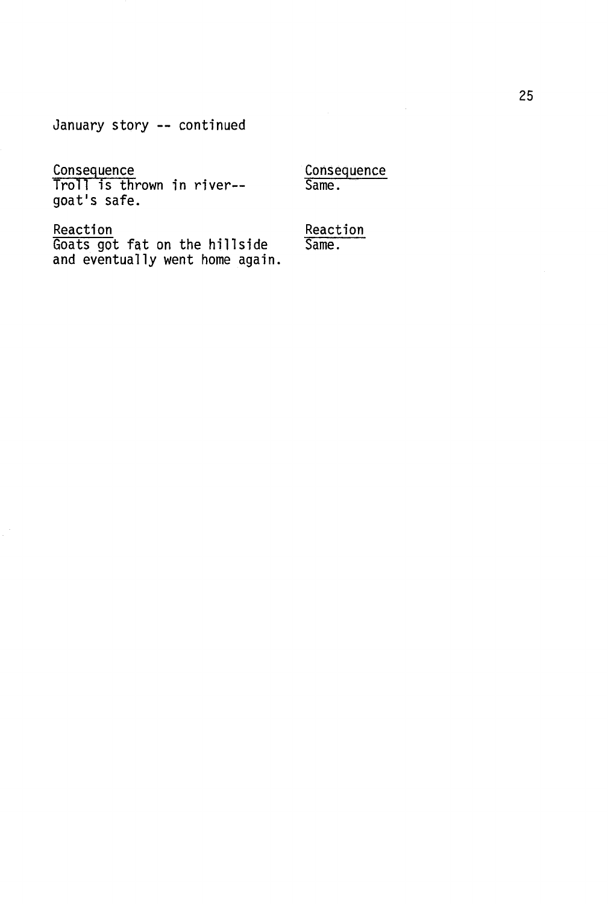January story -- continued

| Consequence | Consequence |
| --- | --- |
| Troll is thrown in river--goat's safe. | Same. |

| Reaction | Reaction |
| --- | --- |
| Goats got fat on the hillside and eventually went home again. | Same. |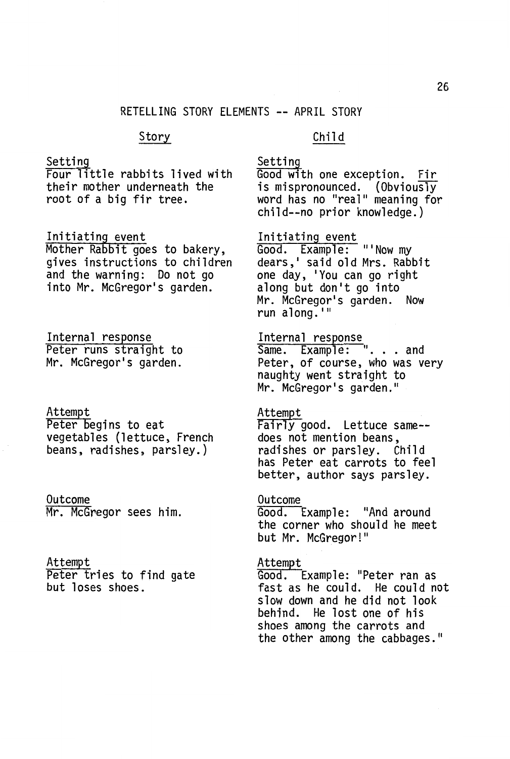## RETELLING STORY ELEMENTS -- APRIL STORY

| Story | Child |
|---|---|
| Setting<br>Four little rabbits lived with their mother underneath the root of a big fir tree. | Setting<br>Good with one exception. Fir is mispronounced. (Obviously word has no "real" meaning for child--no prior knowledge.) |
| Initiating event<br>Mother Rabbit goes to bakery, gives instructions to children and the warning: Do not go into Mr. McGregor's garden. | Initiating event<br>Good. Example: "'Now my dears,' said old Mrs. Rabbit one day, 'You can go right along but don't go into Mr. McGregor's garden. Now run along.'" |
| Internal response<br>Peter runs straight to Mr. McGregor's garden. | Internal response<br>Same. Example: ". . . and Peter, of course, who was very naughty went straight to Mr. McGregor's garden." |
| Attempt<br>Peter begins to eat vegetables (lettuce, French beans, radishes, parsley.) | Attempt<br>Fairly good. Lettuce same--does not mention beans, radishes or parsley. Child has Peter eat carrots to feel better, author says parsley. |
| Outcome<br>Mr. McGregor sees him. | Outcome<br>Good. Example: "And around the corner who should he meet but Mr. McGregor!" |
| Attempt<br>Peter tries to find gate but loses shoes. | Attempt<br>Good. Example: "Peter ran as fast as he could. He could not slow down and he did not look behind. He lost one of his shoes among the carrots and the other among the cabbages." |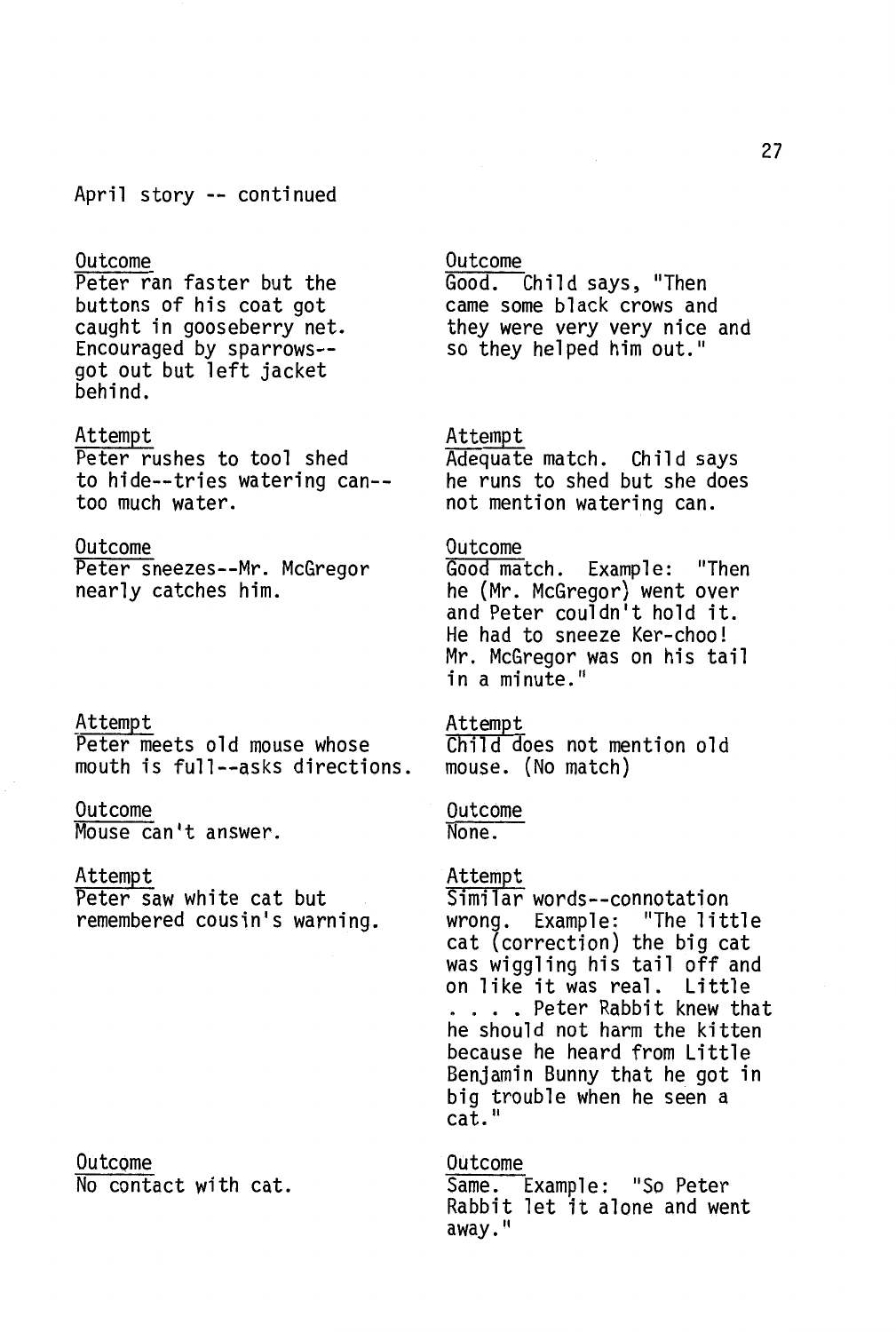April story -- continued

| | |
|---|---|
| <u>Outcome</u><br>Peter ran faster but the buttons of his coat got caught in gooseberry net. Encouraged by sparrows--got out but left jacket behind. | <u>Outcome</u><br>Good. Child says, "Then came some black crows and they were very very nice and so they helped him out." |
| <u>Attempt</u><br>Peter rushes to tool shed to hide--tries watering can--too much water. | <u>Attempt</u><br>Adequate match. Child says he runs to shed but she does not mention watering can. |
| <u>Outcome</u><br>Peter sneezes--Mr. McGregor nearly catches him. | <u>Outcome</u><br>Good match. Example: "Then he (Mr. McGregor) went over and Peter couldn't hold it. He had to sneeze Ker-choo! Mr. McGregor was on his tail in a minute." |
| <u>Attempt</u><br>Peter meets old mouse whose mouth is full--asks directions. | <u>Attempt</u><br>Child does not mention old mouse. (No match) |
| <u>Outcome</u><br>Mouse can't answer. | <u>Outcome</u><br>None. |
| <u>Attempt</u><br>Peter saw white cat but remembered cousin's warning. | <u>Attempt</u><br>Similar words--connotation wrong. Example: "The little cat (correction) the big cat was wiggling his tail off and on like it was real. Little . . . . Peter Rabbit knew that he should not harm the kitten because he heard from Little Benjamin Bunny that he got in big trouble when he seen a cat." |
| <u>Outcome</u><br>No contact with cat. | <u>Outcome</u><br>Same. Example: "So Peter Rabbit let it alone and went away." |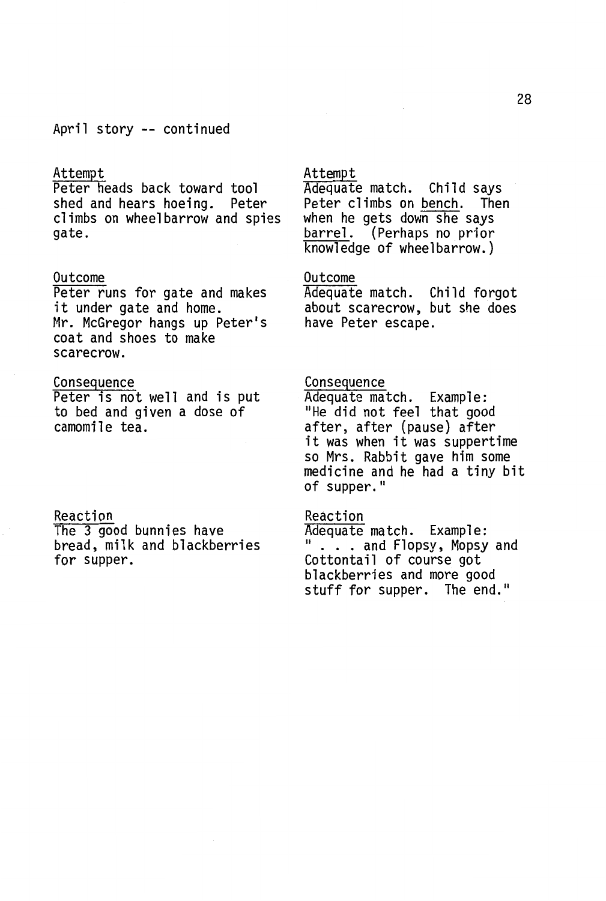April story -- continued

| | |
|---|---|
| <u>Attempt</u><br>Peter heads back toward tool shed and hears hoeing. Peter climbs on wheelbarrow and spies gate. | <u>Attempt</u><br>Adequate match. Child says Peter climbs on <u>bench</u>. Then when he gets down she says <u>barrel</u>. (Perhaps no prior knowledge of wheelbarrow.) |
| <u>Outcome</u><br>Peter runs for gate and makes it under gate and home. Mr. McGregor hangs up Peter's coat and shoes to make scarecrow. | <u>Outcome</u><br>Adequate match. Child forgot about scarecrow, but she does have Peter escape. |
| <u>Consequence</u><br>Peter is not well and is put to bed and given a dose of camomile tea. | <u>Consequence</u><br>Adequate match. Example: "He did not feel that good after, after (pause) after it was when it was suppertime so Mrs. Rabbit gave him some medicine and he had a tiny bit of supper." |
| <u>Reaction</u><br>The 3 good bunnies have bread, milk and blackberries for supper. | <u>Reaction</u><br>Adequate match. Example: " . . . and Flopsy, Mopsy and Cottontail of course got blackberries and more good stuff for supper. The end." |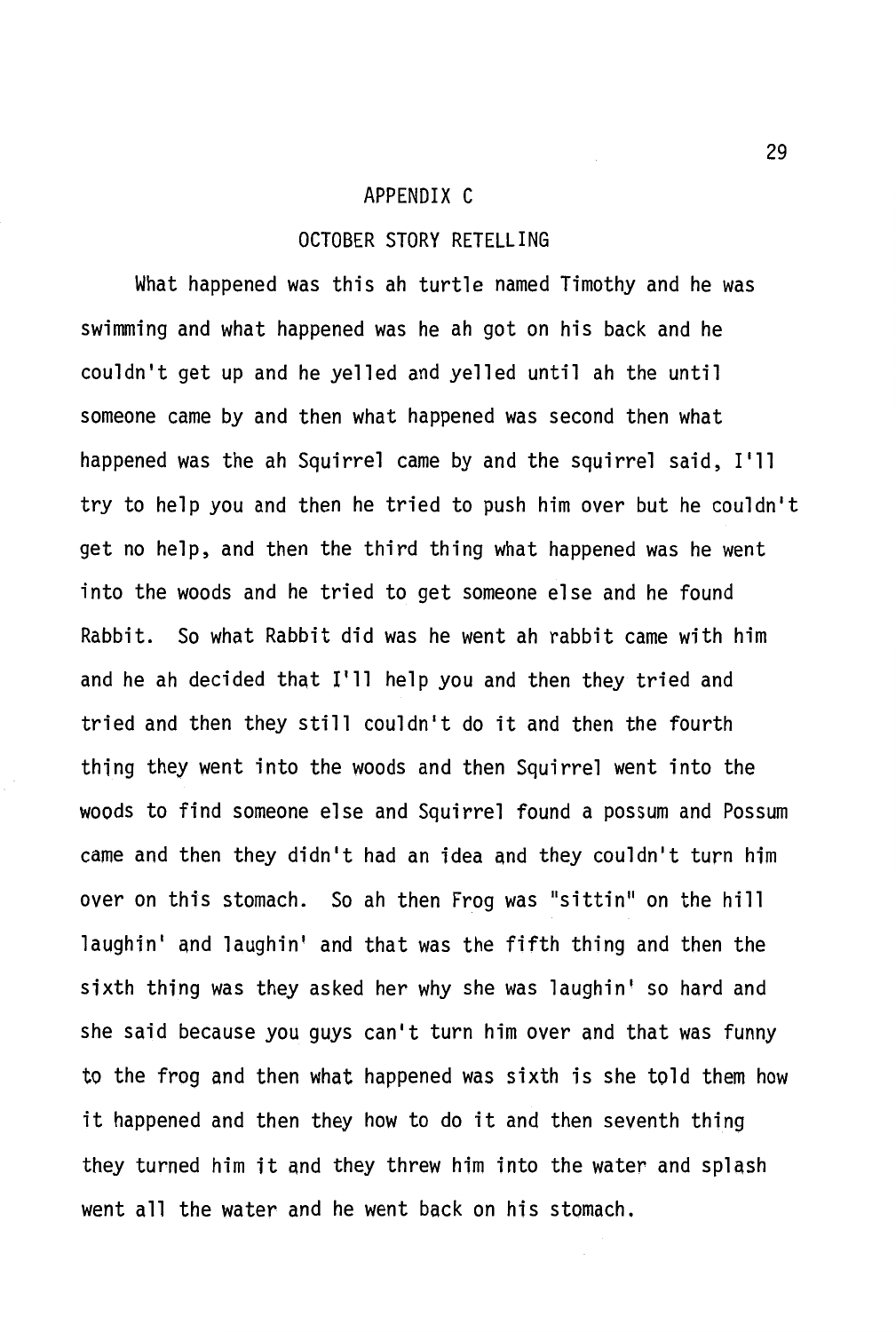# APPENDIX C

## OCTOBER STORY RETELLING

What happened was this ah turtle named Timothy and he was swimming and what happened was he ah got on his back and he couldn't get up and he yelled and yelled until ah the until someone came by and then what happened was second then what happened was the ah Squirrel came by and the squirrel said, I'll try to help you and then he tried to push him over but he couldn't get no help, and then the third thing what happened was he went into the woods and he tried to get someone else and he found Rabbit. So what Rabbit did was he went ah rabbit came with him and he ah decided that I'll help you and then they tried and tried and then they still couldn't do it and then the fourth thing they went into the woods and then Squirrel went into the woods to find someone else and Squirrel found a possum and Possum came and then they didn't had an idea and they couldn't turn him over on this stomach. So ah then Frog was "sittin" on the hill laughin' and laughin' and that was the fifth thing and then the sixth thing was they asked her why she was laughin' so hard and she said because you guys can't turn him over and that was funny to the frog and then what happened was sixth is she told them how it happened and then they how to do it and then seventh thing they turned him it and they threw him into the water and splash went all the water and he went back on his stomach.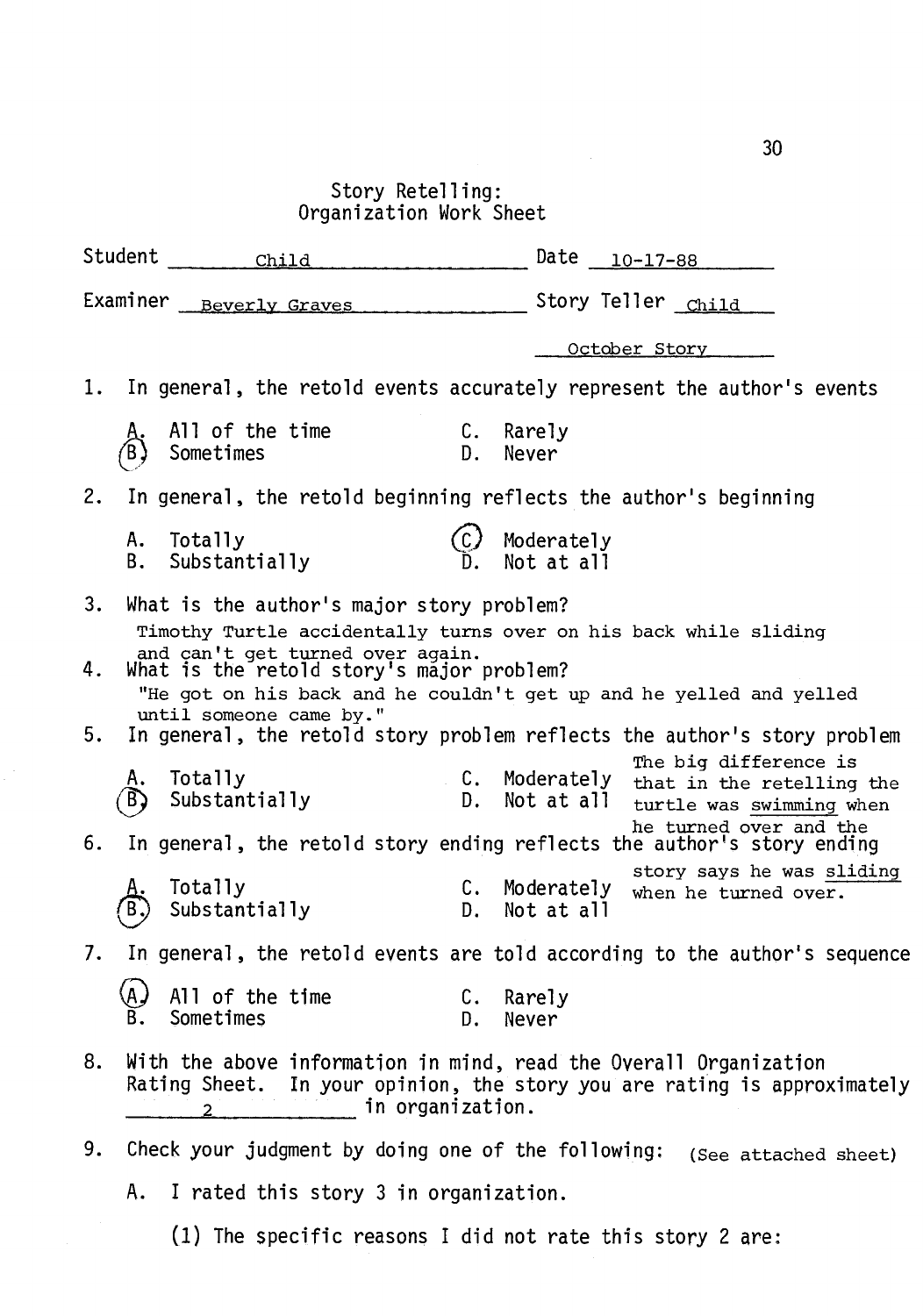## Story Retelling: Organization Work Sheet

Student Child Date 10-17-88

Examiner Beverly Graves Story Teller Child

October Story

1. In general, the retold events accurately represent the author's events

   A. All of the time  
   **(B) Sometimes**  
   C. Rarely  
   D. Never

2. In general, the retold beginning reflects the author's beginning

   A. Totally  
   B. Substantially  
   **(C) Moderately**  
   D. Not at all

3. What is the author's major story problem?

   Timothy Turtle accidentally turns over on his back while sliding and can't get turned over again.

4. What is the retold story's major problem?

   "He got on his back and he couldn't get up and he yelled and yelled until someone came by."

5. In general, the retold story problem reflects the author's story problem

   A. Totally  
   **(B) Substantially**  
   C. Moderately  
   D. Not at all

   The big difference is that in the retelling the turtle was swimming when he turned over and the story says he was sliding when he turned over.

6. In general, the retold story ending reflects the author's story ending

   A. Totally  
   **(B) Substantially**  
   C. Moderately  
   D. Not at all

7. In general, the retold events are told according to the author's sequence

   **(A) All of the time**  
   B. Sometimes  
   C. Rarely  
   D. Never

8. With the above information in mind, read the Overall Organization Rating Sheet. In your opinion, the story you are rating is approximately 2 in organization.

9. Check your judgment by doing one of the following: (See attached sheet)

   A. I rated this story 3 in organization.

      (1) The specific reasons I did not rate this story 2 are: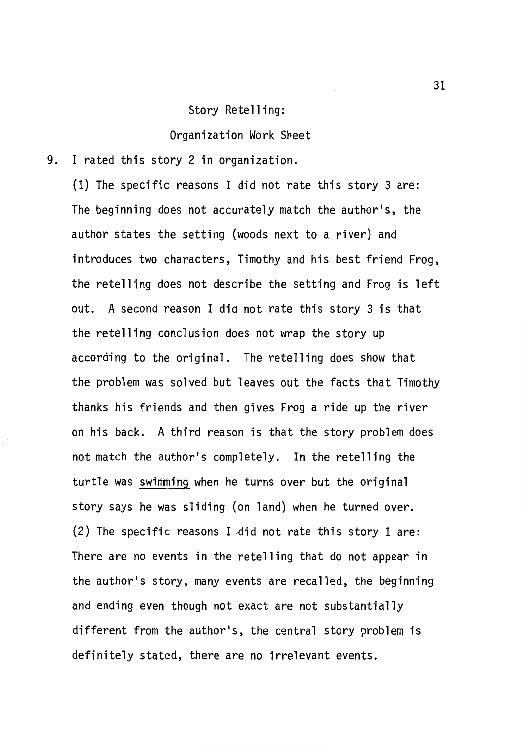Story Retelling:

Organization Work Sheet

9. I rated this story 2 in organization.

(1) The specific reasons I did not rate this story 3 are: The beginning does not accurately match the author's, the author states the setting (woods next to a river) and introduces two characters, Timothy and his best friend Frog, the retelling does not describe the setting and Frog is left out. A second reason I did not rate this story 3 is that the retelling conclusion does not wrap the story up according to the original. The retelling does show that the problem was solved but leaves out the facts that Timothy thanks his friends and then gives Frog a ride up the river on his back. A third reason is that the story problem does not match the author's completely. In the retelling the turtle was <u>swimming</u> when he turns over but the original story says he was sliding (on land) when he turned over.

(2) The specific reasons I did not rate this story 1 are: There are no events in the retelling that do not appear in the author's story, many events are recalled, the beginning and ending even though not exact are not substantially different from the author's, the central story problem is definitely stated, there are no irrelevant events.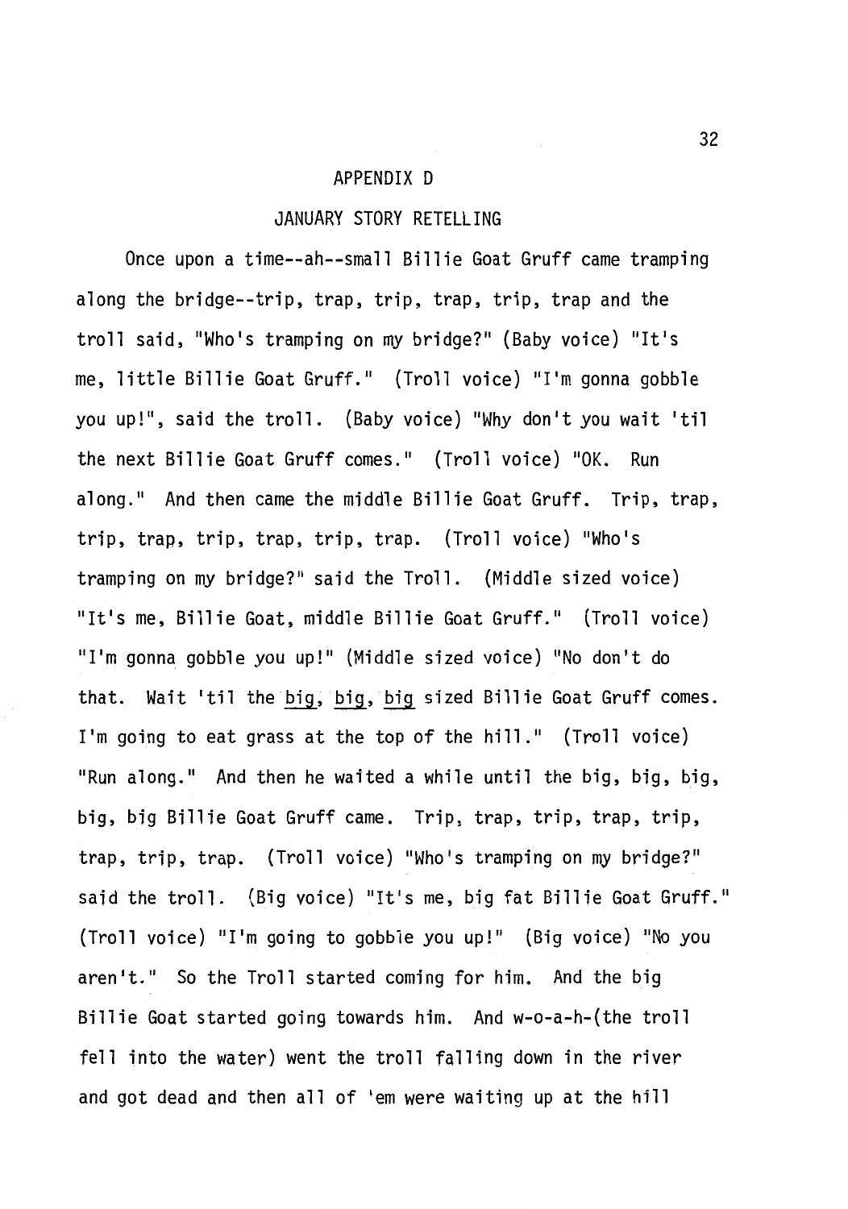## APPENDIX D

### JANUARY STORY RETELLING

Once upon a time--ah--small Billie Goat Gruff came tramping along the bridge--trip, trap, trip, trap, trip, trap and the troll said, "Who's tramping on my bridge?" (Baby voice) "It's me, little Billie Goat Gruff." (Troll voice) "I'm gonna gobble you up!", said the troll. (Baby voice) "Why don't you wait 'til the next Billie Goat Gruff comes." (Troll voice) "OK. Run along." And then came the middle Billie Goat Gruff. Trip, trap, trip, trap, trip, trap, trip, trap. (Troll voice) "Who's tramping on my bridge?" said the Troll. (Middle sized voice) "It's me, Billie Goat, middle Billie Goat Gruff." (Troll voice) "I'm gonna gobble you up!" (Middle sized voice) "No don't do that. Wait 'til the <u>big</u>, <u>big</u>, <u>big</u> sized Billie Goat Gruff comes. I'm going to eat grass at the top of the hill." (Troll voice) "Run along." And then he waited a while until the big, big, big, big, big Billie Goat Gruff came. Trip, trap, trip, trap, trip, trap, trip, trap. (Troll voice) "Who's tramping on my bridge?" said the troll. (Big voice) "It's me, big fat Billie Goat Gruff." (Troll voice) "I'm going to gobble you up!" (Big voice) "No you aren't." So the Troll started coming for him. And the big Billie Goat started going towards him. And w-o-a-h-(the troll fell into the water) went the troll falling down in the river and got dead and then all of 'em were waiting up at the hill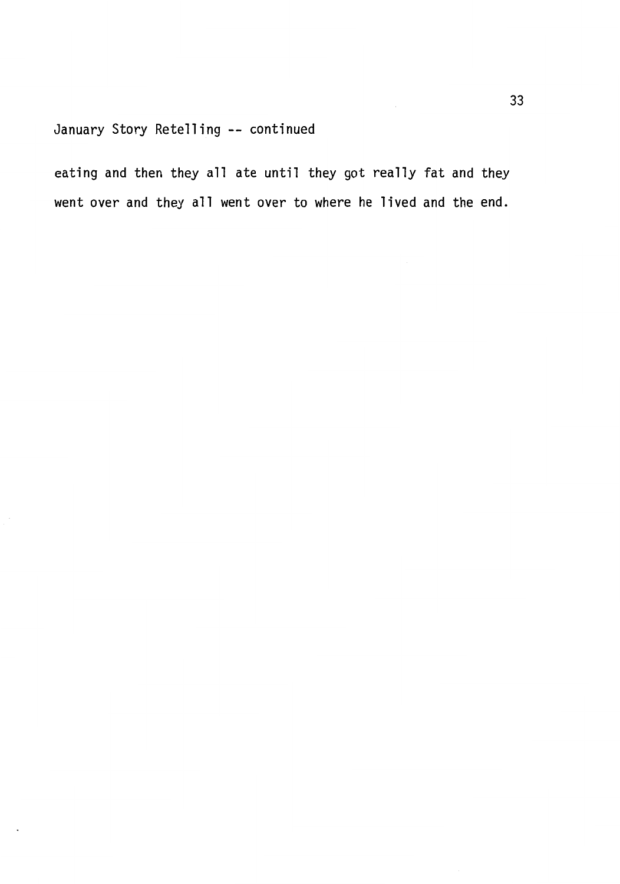January Story Retelling -- continued

eating and then they all ate until they got really fat and they went over and they all went over to where he lived and the end.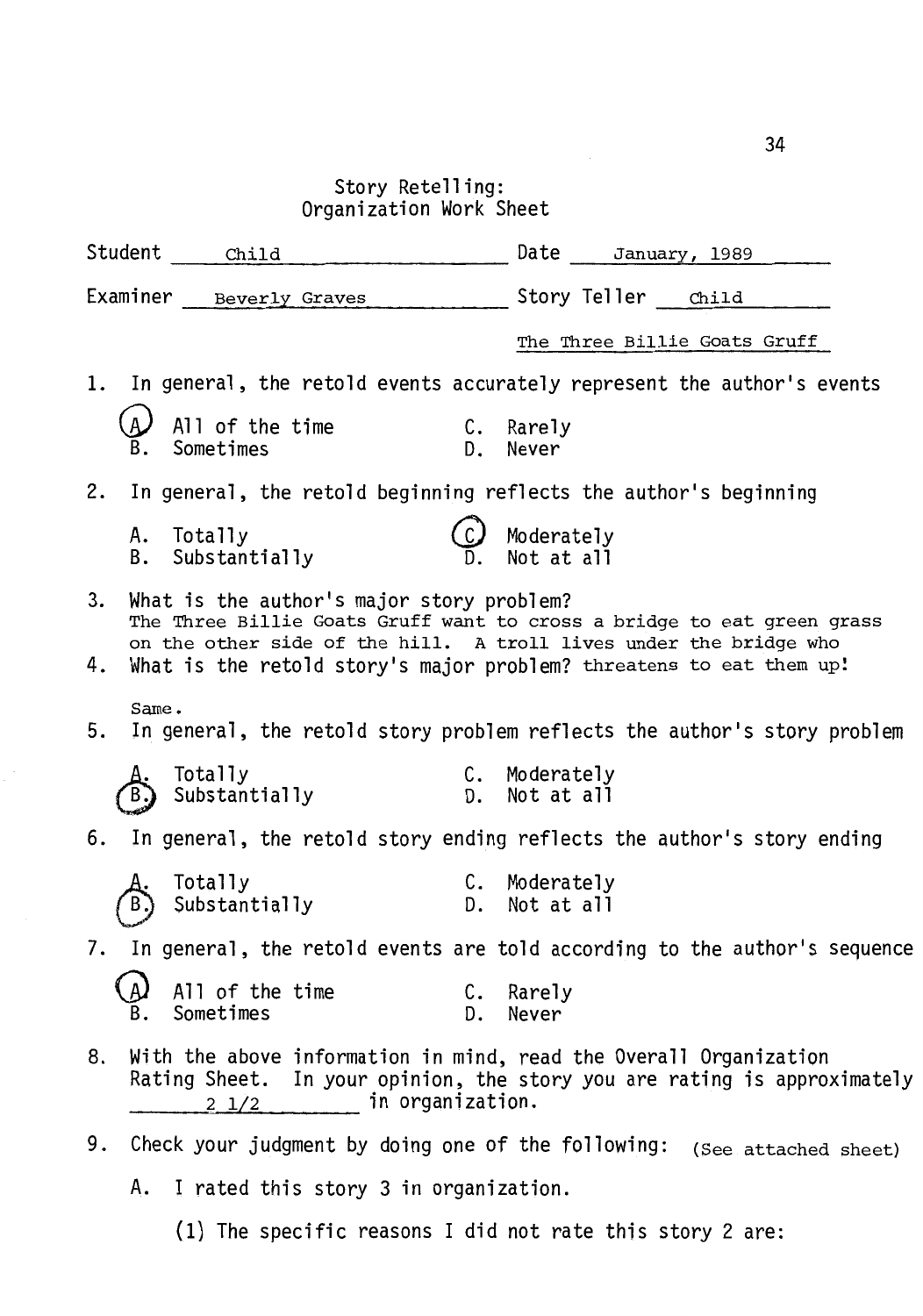## Story Retelling:
## Organization Work Sheet

Student Child    Date January, 1989

Examiner Beverly Graves    Story Teller Child

The Three Billie Goats Gruff

1. In general, the retold events accurately represent the author's events

   - **(A) All of the time** (circled)
   - B. Sometimes
   - C. Rarely
   - D. Never

2. In general, the retold beginning reflects the author's beginning

   - A. Totally
   - B. Substantially
   - **(C) Moderately** (circled)
   - D. Not at all

3. What is the author's major story problem?
   The Three Billie Goats Gruff want to cross a bridge to eat green grass on the other side of the hill. A troll lives under the bridge who threatens to eat them up!

4. What is the retold story's major problem?

   Same.

5. In general, the retold story problem reflects the author's story problem

   - A. Totally
   - **(B.) Substantially** (circled)
   - C. Moderately
   - D. Not at all

6. In general, the retold story ending reflects the author's story ending

   - A. Totally
   - **(B.) Substantially** (circled)
   - C. Moderately
   - D. Not at all

7. In general, the retold events are told according to the author's sequence

   - **(A) All of the time** (circled)
   - B. Sometimes
   - C. Rarely
   - D. Never

8. With the above information in mind, read the Overall Organization Rating Sheet. In your opinion, the story you are rating is approximately 2 1/2 in organization.

9. Check your judgment by doing one of the following: (See attached sheet)

   A. I rated this story 3 in organization.

      (1) The specific reasons I did not rate this story 2 are: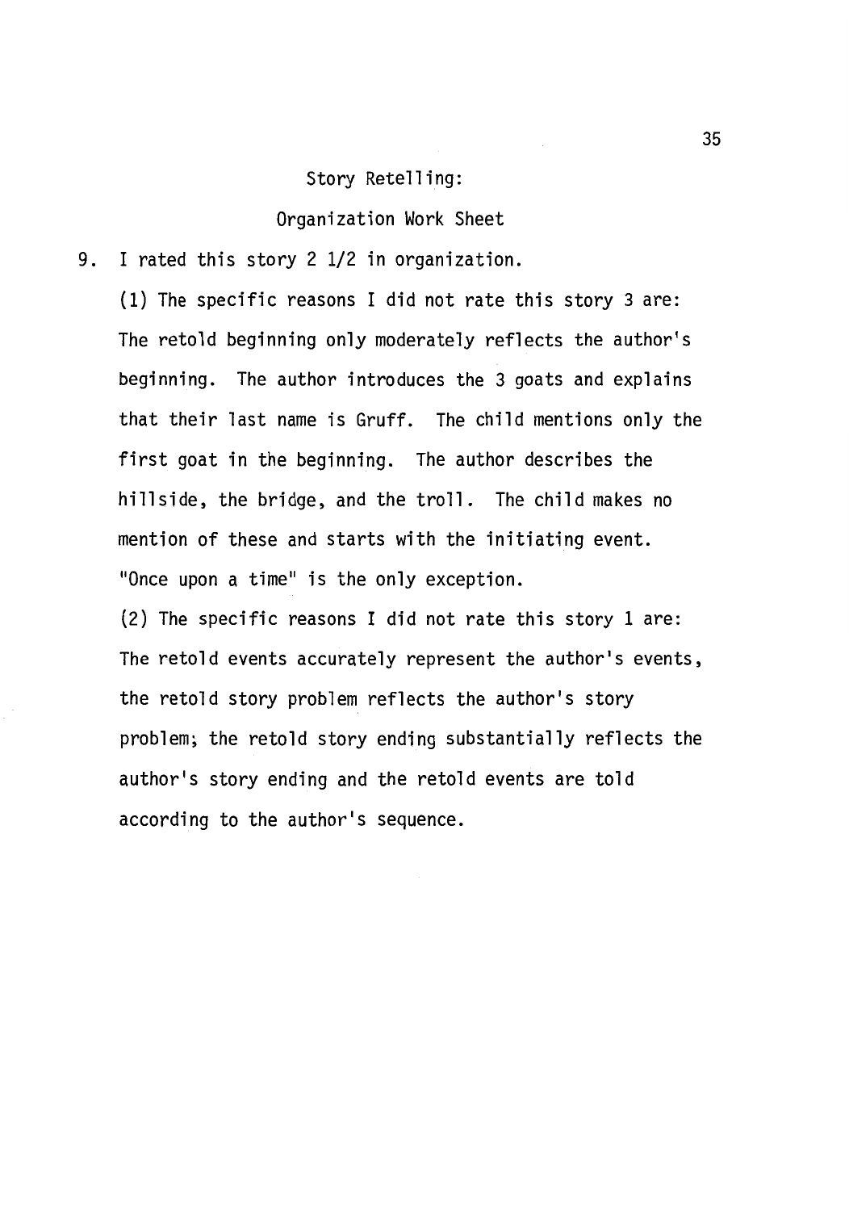Story Retelling:

Organization Work Sheet

9. I rated this story 2 1/2 in organization.

(1) The specific reasons I did not rate this story 3 are: The retold beginning only moderately reflects the author's beginning. The author introduces the 3 goats and explains that their last name is Gruff. The child mentions only the first goat in the beginning. The author describes the hillside, the bridge, and the troll. The child makes no mention of these and starts with the initiating event. "Once upon a time" is the only exception.

(2) The specific reasons I did not rate this story 1 are: The retold events accurately represent the author's events, the retold story problem reflects the author's story problem; the retold story ending substantially reflects the author's story ending and the retold events are told according to the author's sequence.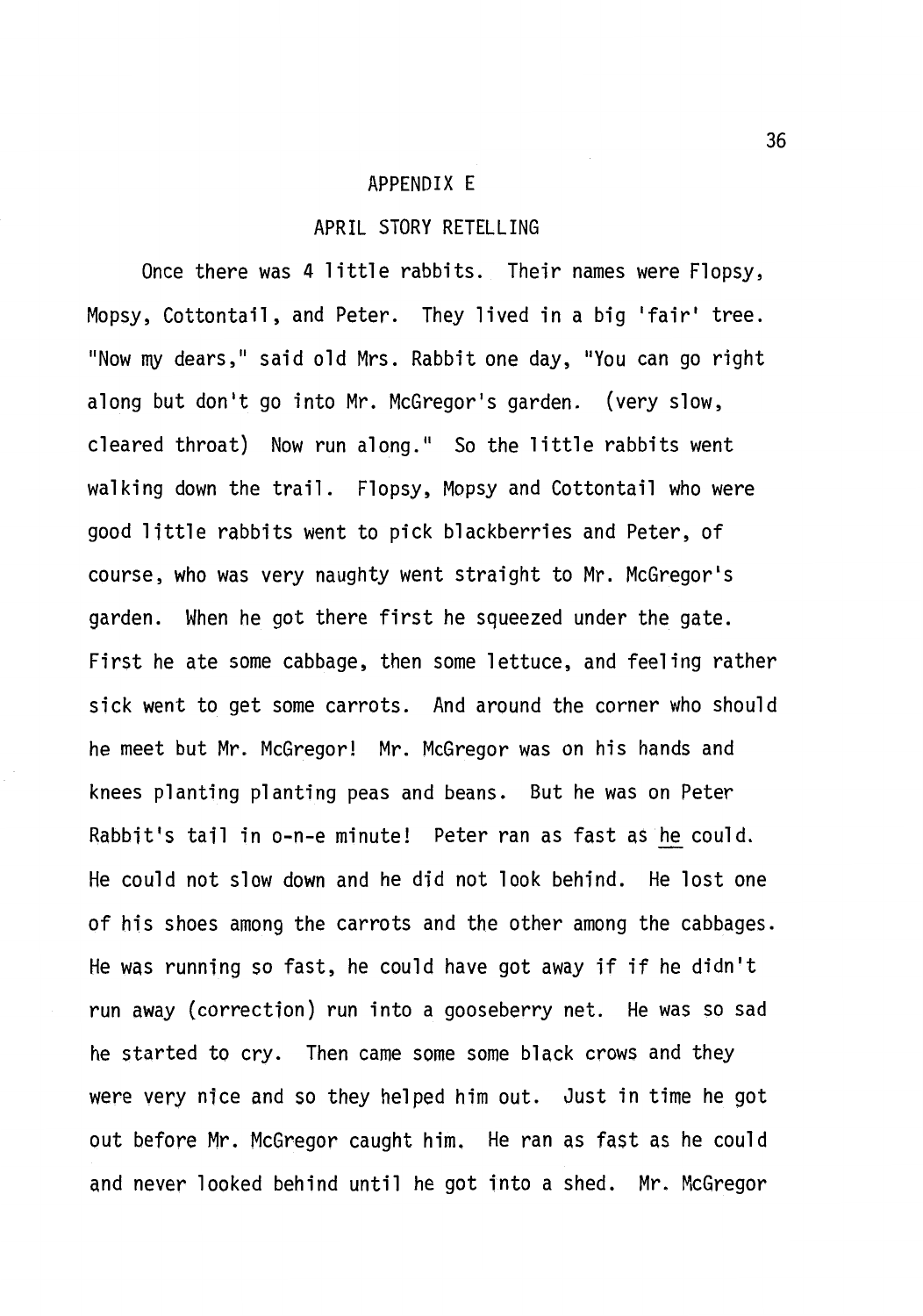## APPENDIX E

### APRIL STORY RETELLING

Once there was 4 little rabbits. Their names were Flopsy, Mopsy, Cottontail, and Peter. They lived in a big 'fair' tree. "Now my dears," said old Mrs. Rabbit one day, "You can go right along but don't go into Mr. McGregor's garden. (very slow, cleared throat) Now run along." So the little rabbits went walking down the trail. Flopsy, Mopsy and Cottontail who were good little rabbits went to pick blackberries and Peter, of course, who was very naughty went straight to Mr. McGregor's garden. When he got there first he squeezed under the gate. First he ate some cabbage, then some lettuce, and feeling rather sick went to get some carrots. And around the corner who should he meet but Mr. McGregor! Mr. McGregor was on his hands and knees planting planting peas and beans. But he was on Peter Rabbit's tail in o-n-e minute! Peter ran as fast as <u>he</u> could. He could not slow down and he did not look behind. He lost one of his shoes among the carrots and the other among the cabbages. He was running so fast, he could have got away if if he didn't run away (correction) run into a gooseberry net. He was so sad he started to cry. Then came some some black crows and they were very nice and so they helped him out. Just in time he got out before Mr. McGregor caught him. He ran as fast as he could and never looked behind until he got into a shed. Mr. McGregor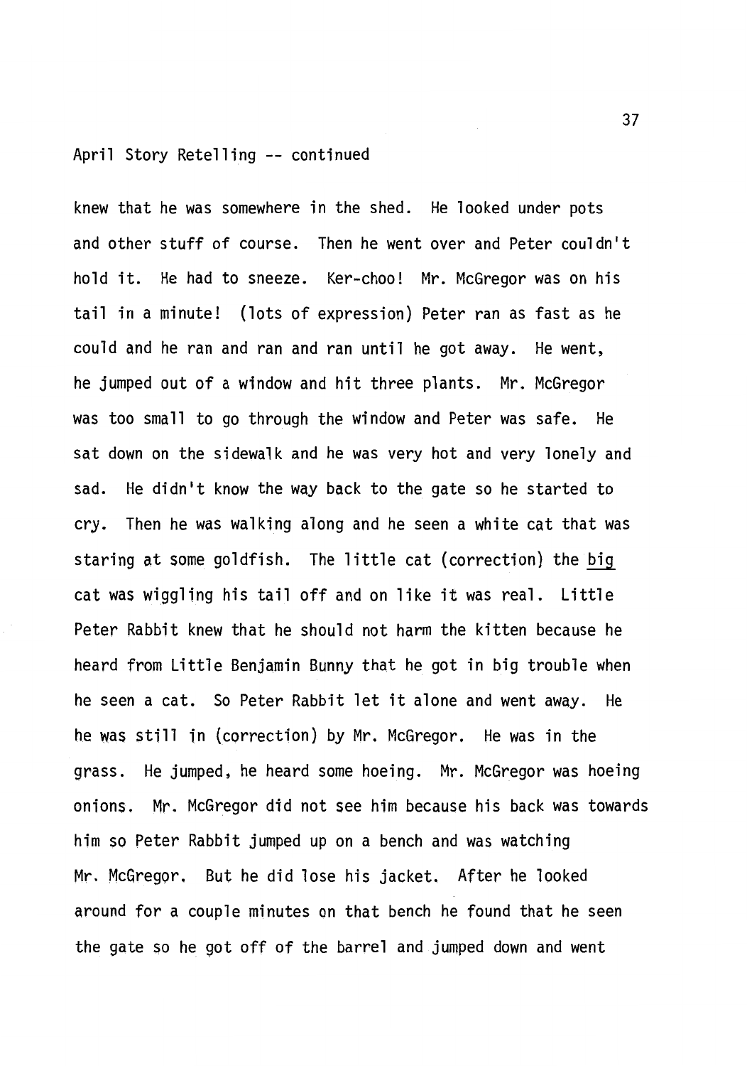April Story Retelling -- continued

knew that he was somewhere in the shed. He looked under pots and other stuff of course. Then he went over and Peter couldn't hold it. He had to sneeze. Ker-choo! Mr. McGregor was on his tail in a minute! (lots of expression) Peter ran as fast as he could and he ran and ran and ran until he got away. He went, he jumped out of a window and hit three plants. Mr. McGregor was too small to go through the window and Peter was safe. He sat down on the sidewalk and he was very hot and very lonely and sad. He didn't know the way back to the gate so he started to cry. Then he was walking along and he seen a white cat that was staring at some goldfish. The little cat (correction) the <u>big</u> cat was wiggling his tail off and on like it was real. Little Peter Rabbit knew that he should not harm the kitten because he heard from Little Benjamin Bunny that he got in big trouble when he seen a cat. So Peter Rabbit let it alone and went away. He he was still in (correction) by Mr. McGregor. He was in the grass. He jumped, he heard some hoeing. Mr. McGregor was hoeing onions. Mr. McGregor did not see him because his back was towards him so Peter Rabbit jumped up on a bench and was watching Mr. McGregor. But he did lose his jacket. After he looked around for a couple minutes on that bench he found that he seen the gate so he got off of the barrel and jumped down and went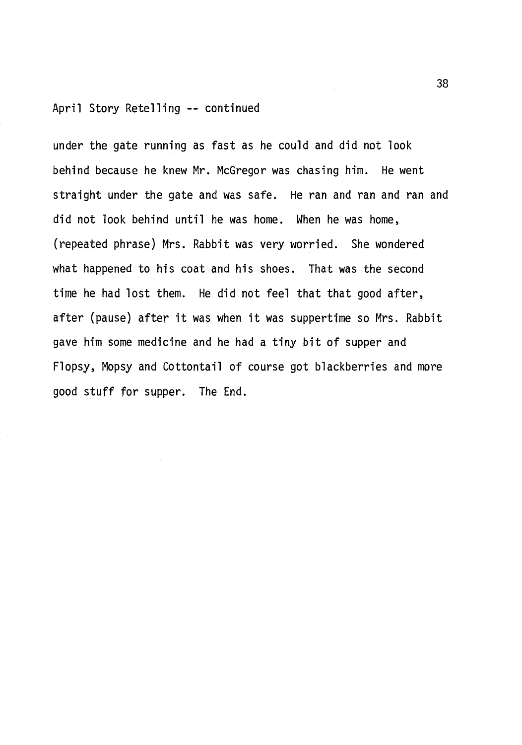April Story Retelling -- continued

under the gate running as fast as he could and did not look behind because he knew Mr. McGregor was chasing him. He went straight under the gate and was safe. He ran and ran and ran and did not look behind until he was home. When he was home, (repeated phrase) Mrs. Rabbit was very worried. She wondered what happened to his coat and his shoes. That was the second time he had lost them. He did not feel that that good after, after (pause) after it was when it was suppertime so Mrs. Rabbit gave him some medicine and he had a tiny bit of supper and Flopsy, Mopsy and Cottontail of course got blackberries and more good stuff for supper. The End.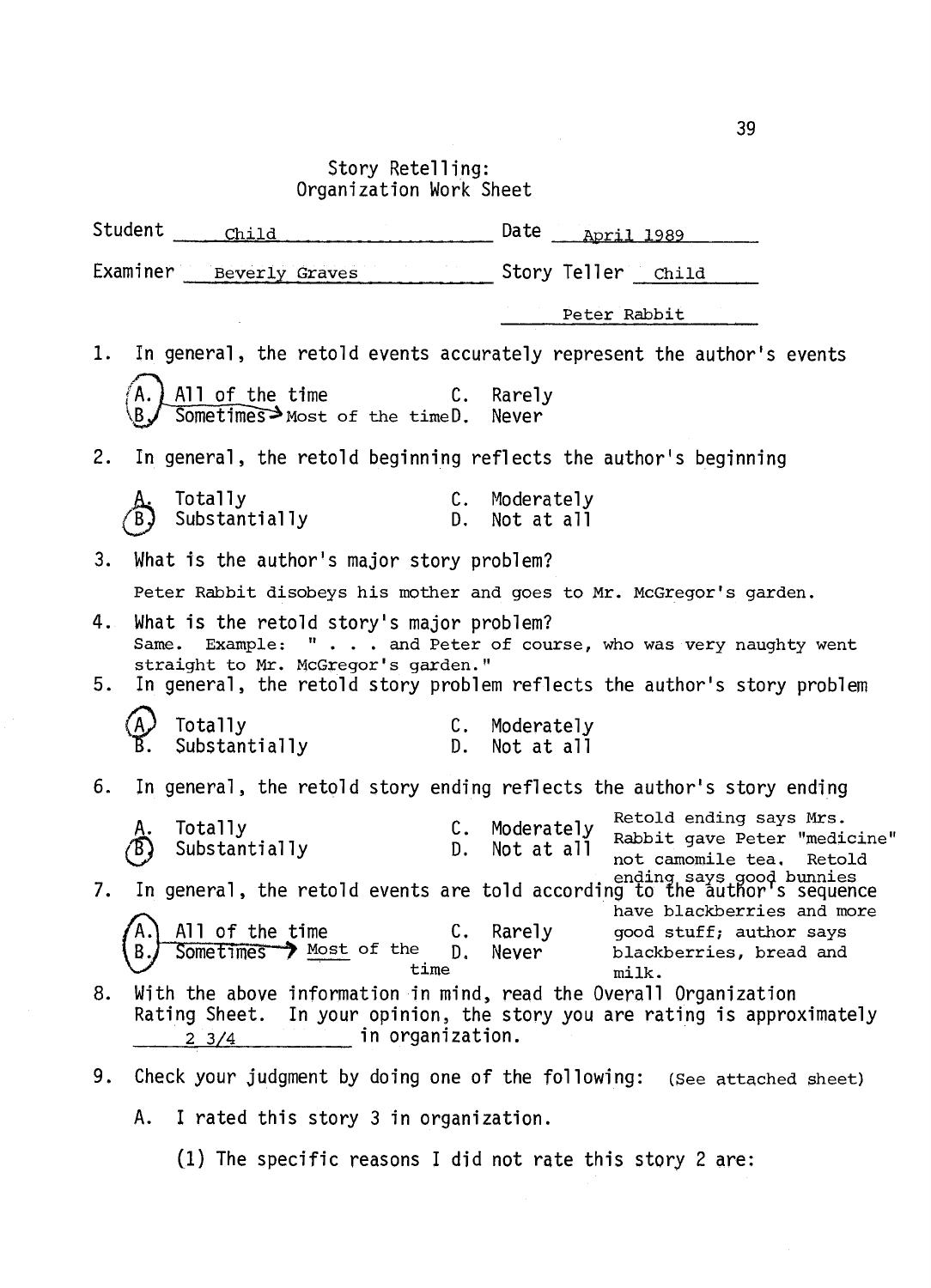# Story Retelling: Organization Work Sheet

Student ___Child___ Date ___April 1989___

Examiner ___Beverly Graves___ Story Teller ___Child___

___Peter Rabbit___

1. In general, the retold events accurately represent the author's events

   (A.) All of the time C. Rarely
   (B.) ~~Sometimes~~ → Most of the time D. Never

2. In general, the retold beginning reflects the author's beginning

   A. Totally C. Moderately
   (B.) Substantially D. Not at all

3. What is the author's major story problem?

   Peter Rabbit disobeys his mother and goes to Mr. McGregor's garden.

4. What is the retold story's major problem?
   Same. Example: " . . . and Peter of course, who was very naughty went straight to Mr. McGregor's garden."

5. In general, the retold story problem reflects the author's story problem

   (A.) Totally C. Moderately
   B. Substantially D. Not at all

6. In general, the retold story ending reflects the author's story ending

   A. Totally C. Moderately
   (B.) Substantially D. Not at all

   Retold ending says Mrs. Rabbit gave Peter "medicine" not camomile tea. Retold ending says good bunnies have blackberries and more good stuff; author says blackberries, bread and milk.

7. In general, the retold events are told according to the author's sequence

   (A.) All of the time C. Rarely
   (B.) ~~Sometimes~~ → Most of the time D. Never

8. With the above information in mind, read the Overall Organization Rating Sheet. In your opinion, the story you are rating is approximately ___2 3/4___ in organization.

9. Check your judgment by doing one of the following: (See attached sheet)

   A. I rated this story 3 in organization.

      (1) The specific reasons I did not rate this story 2 are: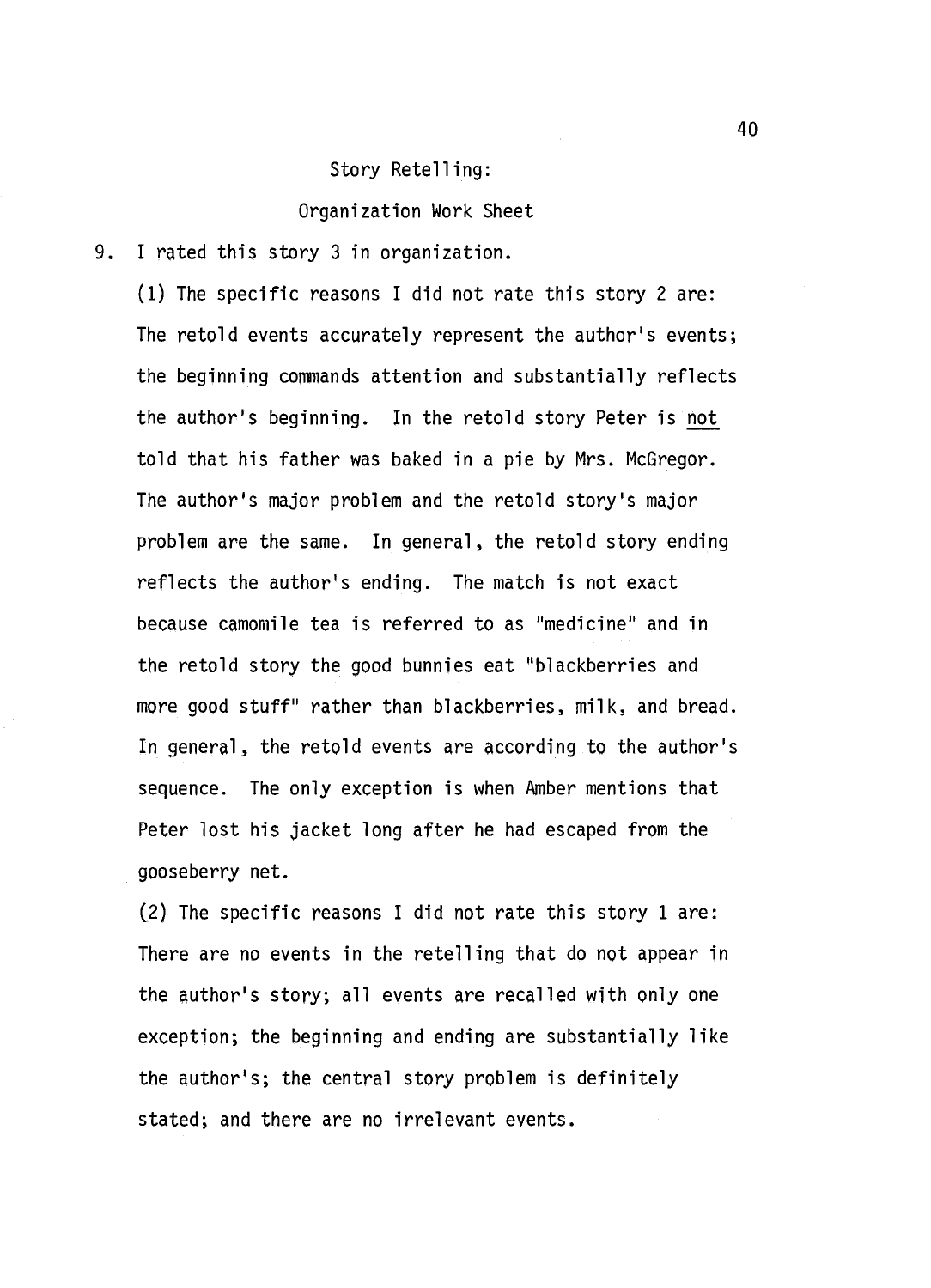Story Retelling:

Organization Work Sheet

9. I rated this story 3 in organization.

(1) The specific reasons I did not rate this story 2 are: The retold events accurately represent the author's events; the beginning commands attention and substantially reflects the author's beginning. In the retold story Peter is <u>not</u> told that his father was baked in a pie by Mrs. McGregor. The author's major problem and the retold story's major problem are the same. In general, the retold story ending reflects the author's ending. The match is not exact because camomile tea is referred to as "medicine" and in the retold story the good bunnies eat "blackberries and more good stuff" rather than blackberries, milk, and bread. In general, the retold events are according to the author's sequence. The only exception is when Amber mentions that Peter lost his jacket long after he had escaped from the gooseberry net.

(2) The specific reasons I did not rate this story 1 are: There are no events in the retelling that do not appear in the author's story; all events are recalled with only one exception; the beginning and ending are substantially like the author's; the central story problem is definitely stated; and there are no irrelevant events.